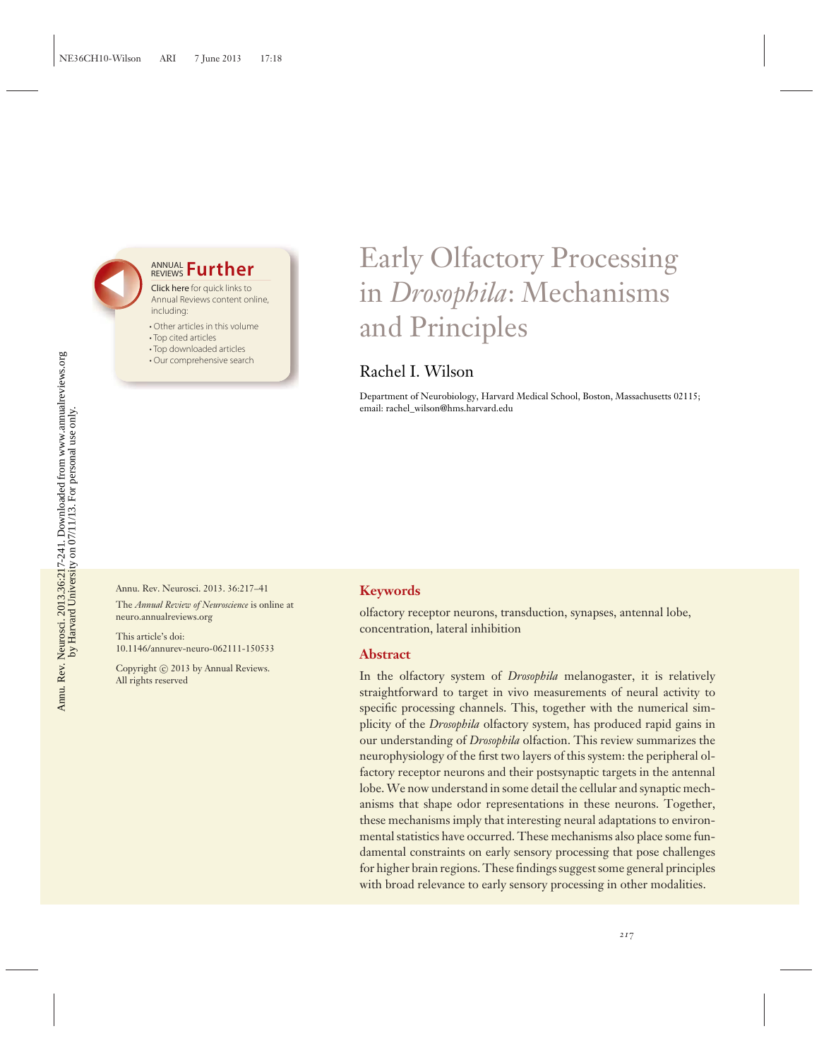# Early Olfactory Processing in *Drosophila*: Mechanisms and Principles

## Rachel I. Wilson

Department of Neurobiology, Harvard Medical School, Boston, Massachusetts 02115; email: rachel_wilson@hms.harvard.edu

Annu. Rev. Neurosci. 2013. 36:217–41

The *Annual Review of Neuroscience* is online at neuro.annualreviews.org

This article's doi: 10.1146/annurev-neuro-062111-150533

Copyright © 2013 by Annual Reviews. All rights reserved

### Keywords

olfactory receptor neurons, transduction, synapses, antennal lobe, concentration, lateral inhibition

### Abstract

In the olfactory system of *Drosophila* melanogaster, it is relatively straightforward to target in vivo measurements of neural activity to specific processing channels. This, together with the numerical simplicity of the *Drosophila* olfactory system, has produced rapid gains in our understanding of *Drosophila* olfaction. This review summarizes the neurophysiology of the first two layers of this system: the peripheral olfactory receptor neurons and their postsynaptic targets in the antennal lobe. We now understand in some detail the cellular and synaptic mechanisms that shape odor representations in these neurons. Together, these mechanisms imply that interesting neural adaptations to environmental statistics have occurred. These mechanisms also place some fundamental constraints on early sensory processing that pose challenges for higher brain regions. These findings suggest some general principles with broad relevance to early sensory processing in other modalities.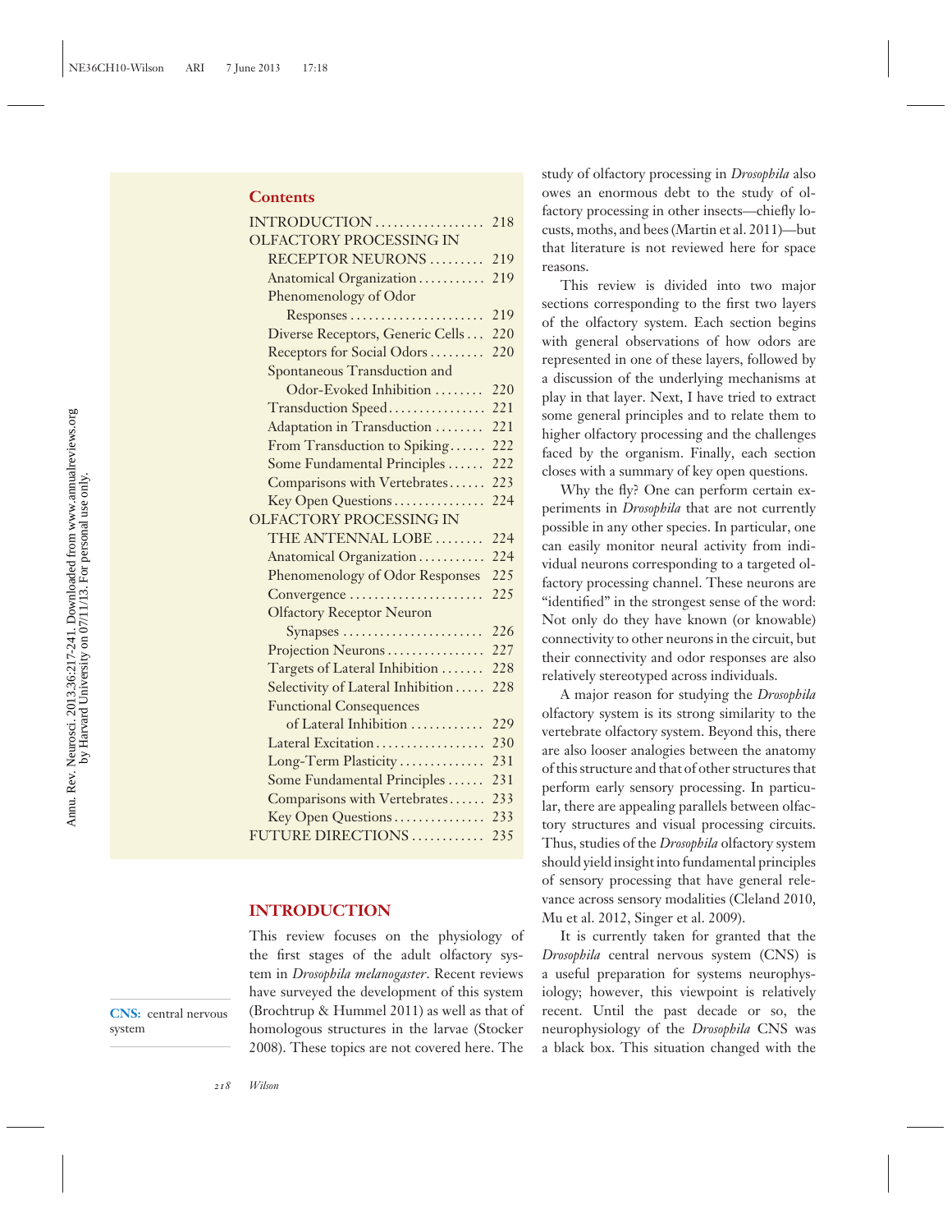## Contents

INTRODUCTION .................. 218
OLFACTORY PROCESSING IN RECEPTOR NEURONS ......... 219
- Anatomical Organization ........... 219
- Phenomenology of Odor Responses ...................... 219
- Diverse Receptors, Generic Cells ... 220
- Receptors for Social Odors ......... 220
- Spontaneous Transduction and Odor-Evoked Inhibition ........ 220
- Transduction Speed ................ 221
- Adaptation in Transduction ........ 221
- From Transduction to Spiking ...... 222
- Some Fundamental Principles ...... 222
- Comparisons with Vertebrates ...... 223
- Key Open Questions ............... 224

OLFACTORY PROCESSING IN THE ANTENNAL LOBE ........ 224
- Anatomical Organization ........... 224
- Phenomenology of Odor Responses 225
- Convergence ...................... 225
- Olfactory Receptor Neuron Synapses ...................... 226
- Projection Neurons ................ 227
- Targets of Lateral Inhibition ....... 228
- Selectivity of Lateral Inhibition ..... 228
- Functional Consequences of Lateral Inhibition ............ 229
- Lateral Excitation .................. 230
- Long-Term Plasticity ............... 231
- Some Fundamental Principles ...... 231
- Comparisons with Vertebrates ...... 233
- Key Open Questions ............... 233

FUTURE DIRECTIONS ............ 235

## INTRODUCTION

This review focuses on the physiology of the first stages of the adult olfactory system in *Drosophila melanogaster*. Recent reviews have surveyed the development of this system (Brochtrup & Hummel 2011) as well as that of homologous structures in the larvae (Stocker 2008). These topics are not covered here. The study of olfactory processing in *Drosophila* also owes an enormous debt to the study of olfactory processing in other insects—chiefly locusts, moths, and bees (Martin et al. 2011)—but that literature is not reviewed here for space reasons.

**CNS:** central nervous system

This review is divided into two major sections corresponding to the first two layers of the olfactory system. Each section begins with general observations of how odors are represented in one of these layers, followed by a discussion of the underlying mechanisms at play in that layer. Next, I have tried to extract some general principles and to relate them to higher olfactory processing and the challenges faced by the organism. Finally, each section closes with a summary of key open questions.

Why the fly? One can perform certain experiments in *Drosophila* that are not currently possible in any other species. In particular, one can easily monitor neural activity from individual neurons corresponding to a targeted olfactory processing channel. These neurons are "identified" in the strongest sense of the word: Not only do they have known (or knowable) connectivity to other neurons in the circuit, but their connectivity and odor responses are also relatively stereotyped across individuals.

A major reason for studying the *Drosophila* olfactory system is its strong similarity to the vertebrate olfactory system. Beyond this, there are also looser analogies between the anatomy of this structure and that of other structures that perform early sensory processing. In particular, there are appealing parallels between olfactory structures and visual processing circuits. Thus, studies of the *Drosophila* olfactory system should yield insight into fundamental principles of sensory processing that have general relevance across sensory modalities (Cleland 2010, Mu et al. 2012, Singer et al. 2009).

It is currently taken for granted that the *Drosophila* central nervous system (CNS) is a useful preparation for systems neurophysiology; however, this viewpoint is relatively recent. Until the past decade or so, the neurophysiology of the *Drosophila* CNS was a black box. This situation changed with the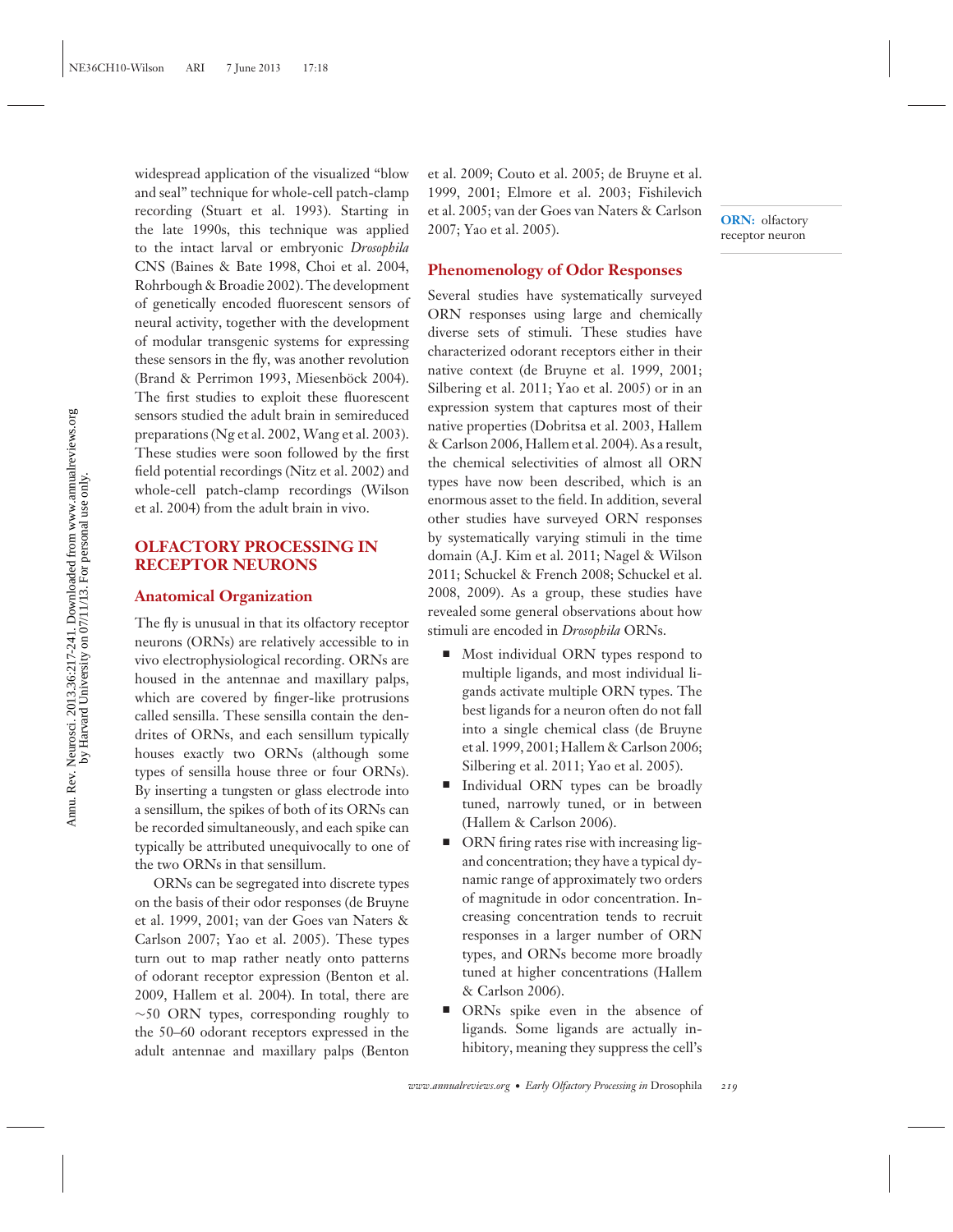widespread application of the visualized "blow and seal" technique for whole-cell patch-clamp recording (Stuart et al. 1993). Starting in the late 1990s, this technique was applied to the intact larval or embryonic *Drosophila* CNS (Baines & Bate 1998, Choi et al. 2004, Rohrbough & Broadie 2002). The development of genetically encoded fluorescent sensors of neural activity, together with the development of modular transgenic systems for expressing these sensors in the fly, was another revolution (Brand & Perrimon 1993, Miesenböck 2004). The first studies to exploit these fluorescent sensors studied the adult brain in semireduced preparations (Ng et al. 2002, Wang et al. 2003). These studies were soon followed by the first field potential recordings (Nitz et al. 2002) and whole-cell patch-clamp recordings (Wilson et al. 2004) from the adult brain in vivo.

## OLFACTORY PROCESSING IN RECEPTOR NEURONS

### Anatomical Organization

The fly is unusual in that its olfactory receptor neurons (ORNs) are relatively accessible to in vivo electrophysiological recording. ORNs are housed in the antennae and maxillary palps, which are covered by finger-like protrusions called sensilla. These sensilla contain the dendrites of ORNs, and each sensillum typically houses exactly two ORNs (although some types of sensilla house three or four ORNs). By inserting a tungsten or glass electrode into a sensillum, the spikes of both of its ORNs can be recorded simultaneously, and each spike can typically be attributed unequivocally to one of the two ORNs in that sensillum.

ORNs can be segregated into discrete types on the basis of their odor responses (de Bruyne et al. 1999, 2001; van der Goes van Naters & Carlson 2007; Yao et al. 2005). These types turn out to map rather neatly onto patterns of odorant receptor expression (Benton et al. 2009, Hallem et al. 2004). In total, there are ~50 ORN types, corresponding roughly to the 50–60 odorant receptors expressed in the adult antennae and maxillary palps (Benton et al. 2009; Couto et al. 2005; de Bruyne et al. 1999, 2001; Elmore et al. 2003; Fishilevich et al. 2005; van der Goes van Naters & Carlson 2007; Yao et al. 2005).

**ORN:** olfactory receptor neuron

### Phenomenology of Odor Responses

Several studies have systematically surveyed ORN responses using large and chemically diverse sets of stimuli. These studies have characterized odorant receptors either in their native context (de Bruyne et al. 1999, 2001; Silbering et al. 2011; Yao et al. 2005) or in an expression system that captures most of their native properties (Dobritsa et al. 2003, Hallem & Carlson 2006, Hallem et al. 2004). As a result, the chemical selectivities of almost all ORN types have now been described, which is an enormous asset to the field. In addition, several other studies have surveyed ORN responses by systematically varying stimuli in the time domain (A.J. Kim et al. 2011; Nagel & Wilson 2011; Schuckel & French 2008; Schuckel et al. 2008, 2009). As a group, these studies have revealed some general observations about how stimuli are encoded in *Drosophila* ORNs.

- Most individual ORN types respond to multiple ligands, and most individual ligands activate multiple ORN types. The best ligands for a neuron often do not fall into a single chemical class (de Bruyne et al. 1999, 2001; Hallem & Carlson 2006; Silbering et al. 2011; Yao et al. 2005).
- Individual ORN types can be broadly tuned, narrowly tuned, or in between (Hallem & Carlson 2006).
- ORN firing rates rise with increasing ligand concentration; they have a typical dynamic range of approximately two orders of magnitude in odor concentration. Increasing concentration tends to recruit responses in a larger number of ORN types, and ORNs become more broadly tuned at higher concentrations (Hallem & Carlson 2006).
- ORNs spike even in the absence of ligands. Some ligands are actually inhibitory, meaning they suppress the cell's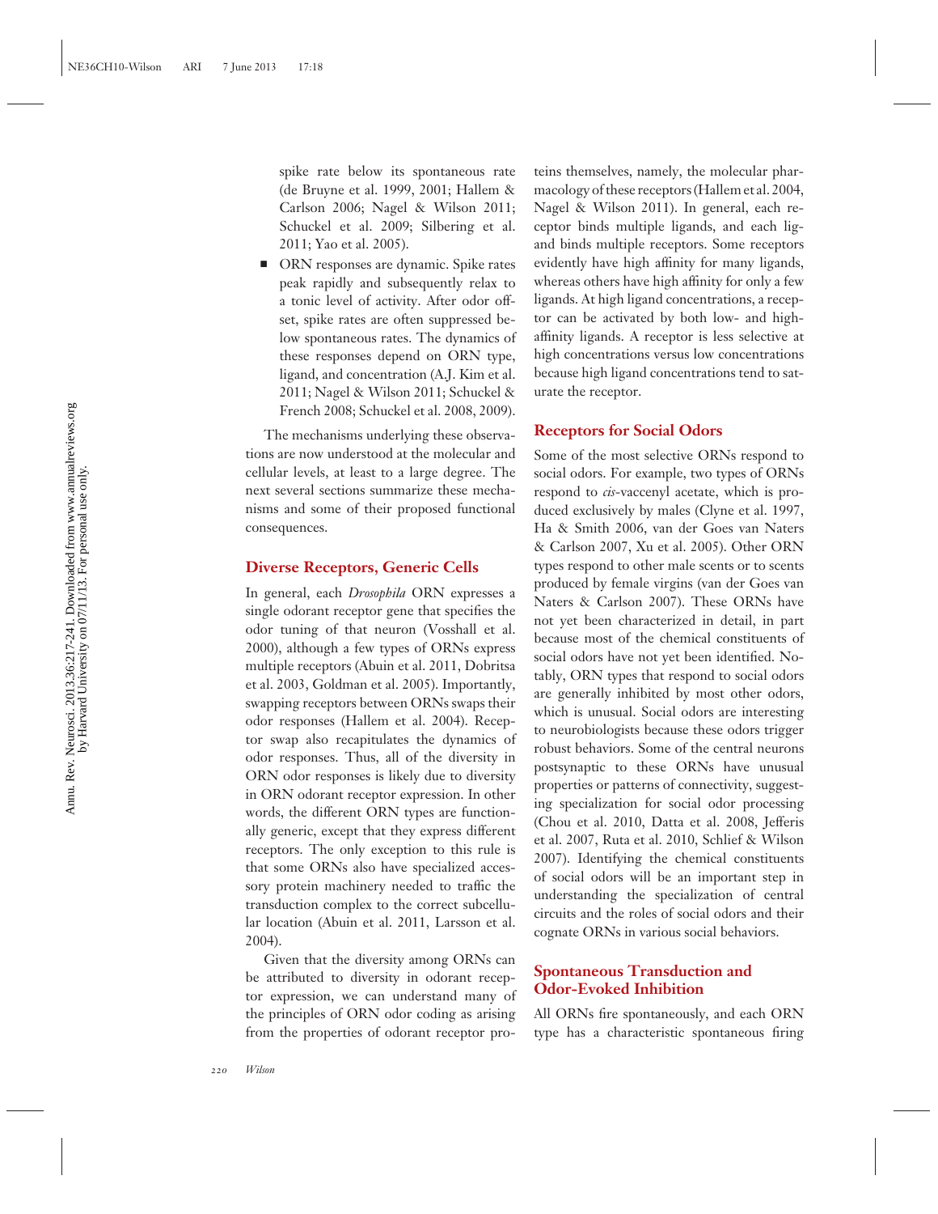spike rate below its spontaneous rate (de Bruyne et al. 1999, 2001; Hallem & Carlson 2006; Nagel & Wilson 2011; Schuckel et al. 2009; Silbering et al. 2011; Yao et al. 2005).

- ORN responses are dynamic. Spike rates peak rapidly and subsequently relax to a tonic level of activity. After odor offset, spike rates are often suppressed below spontaneous rates. The dynamics of these responses depend on ORN type, ligand, and concentration (A.J. Kim et al. 2011; Nagel & Wilson 2011; Schuckel & French 2008; Schuckel et al. 2008, 2009).

The mechanisms underlying these observations are now understood at the molecular and cellular levels, at least to a large degree. The next several sections summarize these mechanisms and some of their proposed functional consequences.

## Diverse Receptors, Generic Cells

In general, each *Drosophila* ORN expresses a single odorant receptor gene that specifies the odor tuning of that neuron (Vosshall et al. 2000), although a few types of ORNs express multiple receptors (Abuin et al. 2011, Dobritsa et al. 2003, Goldman et al. 2005). Importantly, swapping receptors between ORNs swaps their odor responses (Hallem et al. 2004). Receptor swap also recapitulates the dynamics of odor responses. Thus, all of the diversity in ORN odor responses is likely due to diversity in ORN odorant receptor expression. In other words, the different ORN types are functionally generic, except that they express different receptors. The only exception to this rule is that some ORNs also have specialized accessory protein machinery needed to traffic the transduction complex to the correct subcellular location (Abuin et al. 2011, Larsson et al. 2004).

Given that the diversity among ORNs can be attributed to diversity in odorant receptor expression, we can understand many of the principles of ORN odor coding as arising from the properties of odorant receptor proteins themselves, namely, the molecular pharmacology of these receptors (Hallem et al. 2004, Nagel & Wilson 2011). In general, each receptor binds multiple ligands, and each ligand binds multiple receptors. Some receptors evidently have high affinity for many ligands, whereas others have high affinity for only a few ligands. At high ligand concentrations, a receptor can be activated by both low- and high-affinity ligands. A receptor is less selective at high concentrations versus low concentrations because high ligand concentrations tend to saturate the receptor.

## Receptors for Social Odors

Some of the most selective ORNs respond to social odors. For example, two types of ORNs respond to *cis*-vaccenyl acetate, which is produced exclusively by males (Clyne et al. 1997, Ha & Smith 2006, van der Goes van Naters & Carlson 2007, Xu et al. 2005). Other ORN types respond to other male scents or to scents produced by female virgins (van der Goes van Naters & Carlson 2007). These ORNs have not yet been characterized in detail, in part because most of the chemical constituents of social odors have not yet been identified. Notably, ORN types that respond to social odors are generally inhibited by most other odors, which is unusual. Social odors are interesting to neurobiologists because these odors trigger robust behaviors. Some of the central neurons postsynaptic to these ORNs have unusual properties or patterns of connectivity, suggesting specialization for social odor processing (Chou et al. 2010, Datta et al. 2008, Jefferis et al. 2007, Ruta et al. 2010, Schlief & Wilson 2007). Identifying the chemical constituents of social odors will be an important step in understanding the specialization of central circuits and the roles of social odors and their cognate ORNs in various social behaviors.

## Spontaneous Transduction and Odor-Evoked Inhibition

All ORNs fire spontaneously, and each ORN type has a characteristic spontaneous firing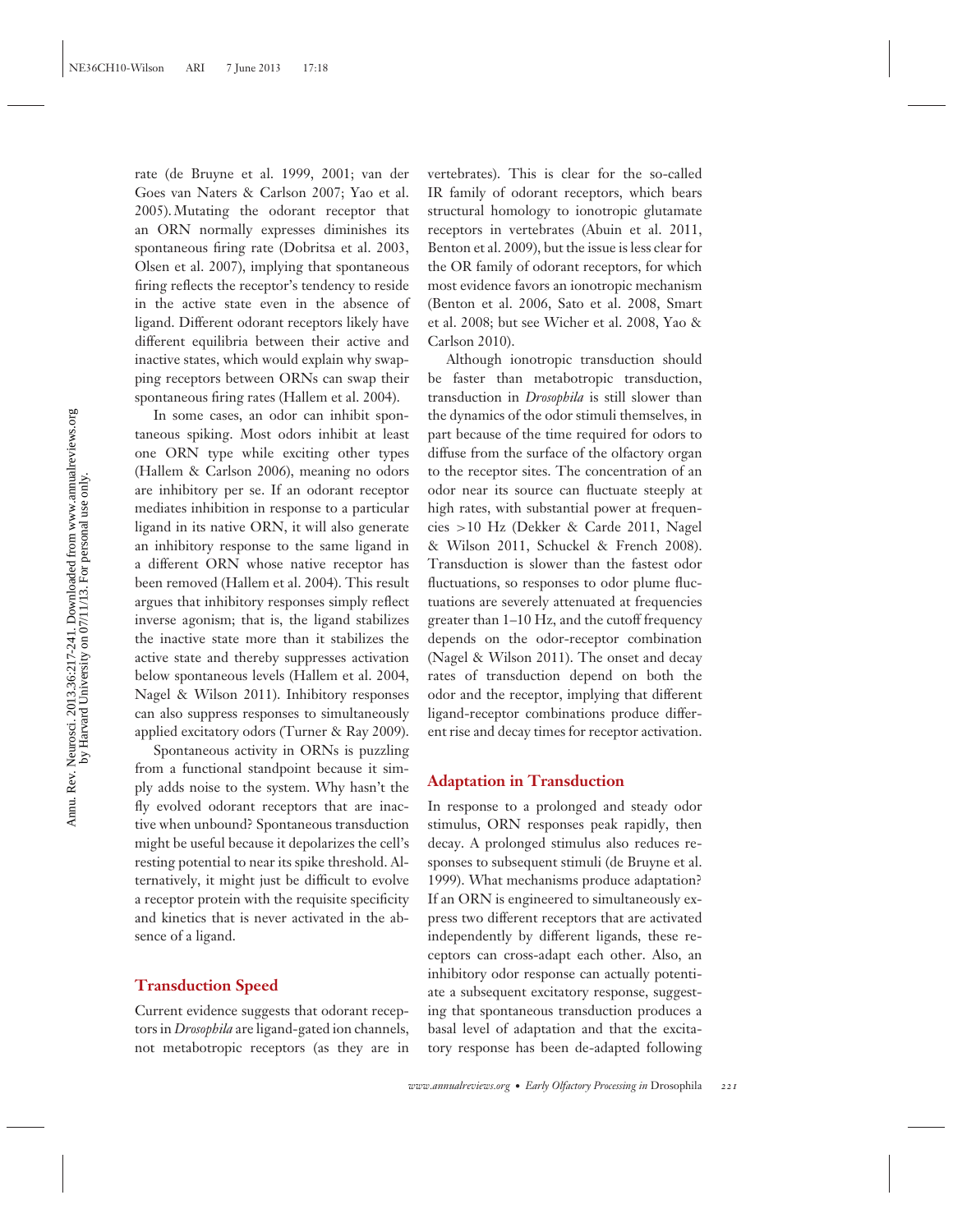rate (de Bruyne et al. 1999, 2001; van der Goes van Naters & Carlson 2007; Yao et al. 2005). Mutating the odorant receptor that an ORN normally expresses diminishes its spontaneous firing rate (Dobritsa et al. 2003, Olsen et al. 2007), implying that spontaneous firing reflects the receptor's tendency to reside in the active state even in the absence of ligand. Different odorant receptors likely have different equilibria between their active and inactive states, which would explain why swapping receptors between ORNs can swap their spontaneous firing rates (Hallem et al. 2004).

In some cases, an odor can inhibit spontaneous spiking. Most odors inhibit at least one ORN type while exciting other types (Hallem & Carlson 2006), meaning no odors are inhibitory per se. If an odorant receptor mediates inhibition in response to a particular ligand in its native ORN, it will also generate an inhibitory response to the same ligand in a different ORN whose native receptor has been removed (Hallem et al. 2004). This result argues that inhibitory responses simply reflect inverse agonism; that is, the ligand stabilizes the inactive state more than it stabilizes the active state and thereby suppresses activation below spontaneous levels (Hallem et al. 2004, Nagel & Wilson 2011). Inhibitory responses can also suppress responses to simultaneously applied excitatory odors (Turner & Ray 2009).

Spontaneous activity in ORNs is puzzling from a functional standpoint because it simply adds noise to the system. Why hasn't the fly evolved odorant receptors that are inactive when unbound? Spontaneous transduction might be useful because it depolarizes the cell's resting potential to near its spike threshold. Alternatively, it might just be difficult to evolve a receptor protein with the requisite specificity and kinetics that is never activated in the absence of a ligand.

### Transduction Speed

Current evidence suggests that odorant receptors in *Drosophila* are ligand-gated ion channels, not metabotropic receptors (as they are in vertebrates). This is clear for the so-called IR family of odorant receptors, which bears structural homology to ionotropic glutamate receptors in vertebrates (Abuin et al. 2011, Benton et al. 2009), but the issue is less clear for the OR family of odorant receptors, for which most evidence favors an ionotropic mechanism (Benton et al. 2006, Sato et al. 2008, Smart et al. 2008; but see Wicher et al. 2008, Yao & Carlson 2010).

Although ionotropic transduction should be faster than metabotropic transduction, transduction in *Drosophila* is still slower than the dynamics of the odor stimuli themselves, in part because of the time required for odors to diffuse from the surface of the olfactory organ to the receptor sites. The concentration of an odor near its source can fluctuate steeply at high rates, with substantial power at frequencies >10 Hz (Dekker & Carde 2011, Nagel & Wilson 2011, Schuckel & French 2008). Transduction is slower than the fastest odor fluctuations, so responses to odor plume fluctuations are severely attenuated at frequencies greater than 1–10 Hz, and the cutoff frequency depends on the odor-receptor combination (Nagel & Wilson 2011). The onset and decay rates of transduction depend on both the odor and the receptor, implying that different ligand-receptor combinations produce different rise and decay times for receptor activation.

### Adaptation in Transduction

In response to a prolonged and steady odor stimulus, ORN responses peak rapidly, then decay. A prolonged stimulus also reduces responses to subsequent stimuli (de Bruyne et al. 1999). What mechanisms produce adaptation? If an ORN is engineered to simultaneously express two different receptors that are activated independently by different ligands, these receptors can cross-adapt each other. Also, an inhibitory odor response can actually potentiate a subsequent excitatory response, suggesting that spontaneous transduction produces a basal level of adaptation and that the excitatory response has been de-adapted following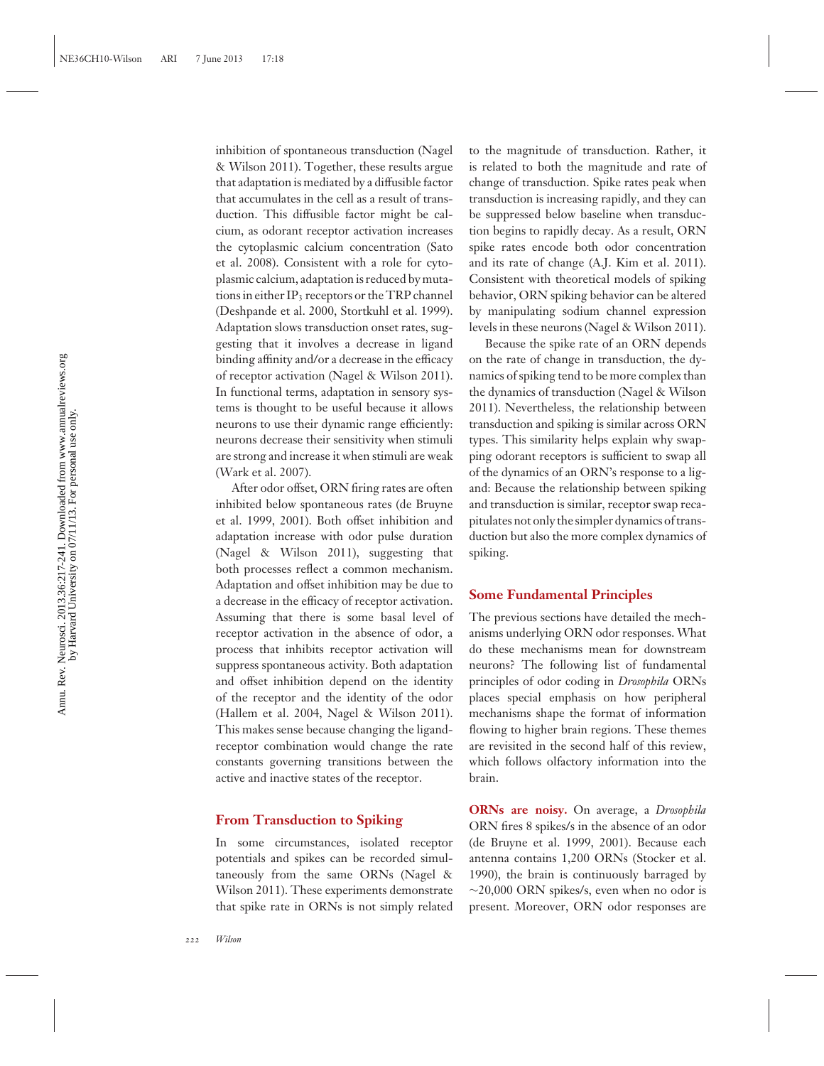inhibition of spontaneous transduction (Nagel & Wilson 2011). Together, these results argue that adaptation is mediated by a diffusible factor that accumulates in the cell as a result of transduction. This diffusible factor might be calcium, as odorant receptor activation increases the cytoplasmic calcium concentration (Sato et al. 2008). Consistent with a role for cytoplasmic calcium, adaptation is reduced by mutations in either $IP_3$ receptors or the TRP channel (Deshpande et al. 2000, Stortkuhl et al. 1999). Adaptation slows transduction onset rates, suggesting that it involves a decrease in ligand binding affinity and/or a decrease in the efficacy of receptor activation (Nagel & Wilson 2011). In functional terms, adaptation in sensory systems is thought to be useful because it allows neurons to use their dynamic range efficiently: neurons decrease their sensitivity when stimuli are strong and increase it when stimuli are weak (Wark et al. 2007).

After odor offset, ORN firing rates are often inhibited below spontaneous rates (de Bruyne et al. 1999, 2001). Both offset inhibition and adaptation increase with odor pulse duration (Nagel & Wilson 2011), suggesting that both processes reflect a common mechanism. Adaptation and offset inhibition may be due to a decrease in the efficacy of receptor activation. Assuming that there is some basal level of receptor activation in the absence of odor, a process that inhibits receptor activation will suppress spontaneous activity. Both adaptation and offset inhibition depend on the identity of the receptor and the identity of the odor (Hallem et al. 2004, Nagel & Wilson 2011). This makes sense because changing the ligand-receptor combination would change the rate constants governing transitions between the active and inactive states of the receptor.

## From Transduction to Spiking

In some circumstances, isolated receptor potentials and spikes can be recorded simultaneously from the same ORNs (Nagel & Wilson 2011). These experiments demonstrate that spike rate in ORNs is not simply related to the magnitude of transduction. Rather, it is related to both the magnitude and rate of change of transduction. Spike rates peak when transduction is increasing rapidly, and they can be suppressed below baseline when transduction begins to rapidly decay. As a result, ORN spike rates encode both odor concentration and its rate of change (A.J. Kim et al. 2011). Consistent with theoretical models of spiking behavior, ORN spiking behavior can be altered by manipulating sodium channel expression levels in these neurons (Nagel & Wilson 2011).

Because the spike rate of an ORN depends on the rate of change in transduction, the dynamics of spiking tend to be more complex than the dynamics of transduction (Nagel & Wilson 2011). Nevertheless, the relationship between transduction and spiking is similar across ORN types. This similarity helps explain why swapping odorant receptors is sufficient to swap all of the dynamics of an ORN's response to a ligand: Because the relationship between spiking and transduction is similar, receptor swap recapitulates not only the simpler dynamics of transduction but also the more complex dynamics of spiking.

## Some Fundamental Principles

The previous sections have detailed the mechanisms underlying ORN odor responses. What do these mechanisms mean for downstream neurons? The following list of fundamental principles of odor coding in *Drosophila* ORNs places special emphasis on how peripheral mechanisms shape the format of information flowing to higher brain regions. These themes are revisited in the second half of this review, which follows olfactory information into the brain.

**ORNs are noisy.** On average, a *Drosophila* ORN fires 8 spikes/s in the absence of an odor (de Bruyne et al. 1999, 2001). Because each antenna contains 1,200 ORNs (Stocker et al. 1990), the brain is continuously barraged by ~20,000 ORN spikes/s, even when no odor is present. Moreover, ORN odor responses are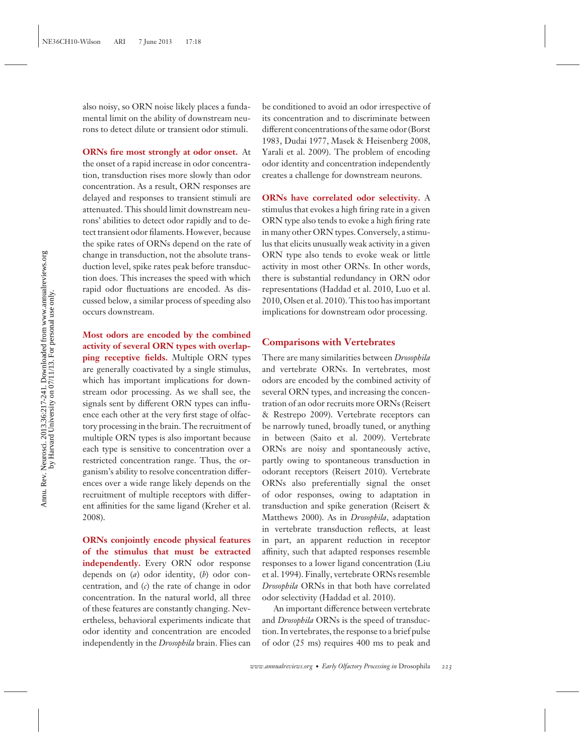also noisy, so ORN noise likely places a fundamental limit on the ability of downstream neurons to detect dilute or transient odor stimuli.

**ORNs fire most strongly at odor onset.** At the onset of a rapid increase in odor concentration, transduction rises more slowly than odor concentration. As a result, ORN responses are delayed and responses to transient stimuli are attenuated. This should limit downstream neurons' abilities to detect odor rapidly and to detect transient odor filaments. However, because the spike rates of ORNs depend on the rate of change in transduction, not the absolute transduction level, spike rates peak before transduction does. This increases the speed with which rapid odor fluctuations are encoded. As discussed below, a similar process of speeding also occurs downstream.

**Most odors are encoded by the combined activity of several ORN types with overlapping receptive fields.** Multiple ORN types are generally coactivated by a single stimulus, which has important implications for downstream odor processing. As we shall see, the signals sent by different ORN types can influence each other at the very first stage of olfactory processing in the brain. The recruitment of multiple ORN types is also important because each type is sensitive to concentration over a restricted concentration range. Thus, the organism's ability to resolve concentration differences over a wide range likely depends on the recruitment of multiple receptors with different affinities for the same ligand (Kreher et al. 2008).

**ORNs conjointly encode physical features of the stimulus that must be extracted independently.** Every ORN odor response depends on (*a*) odor identity, (*b*) odor concentration, and (*c*) the rate of change in odor concentration. In the natural world, all three of these features are constantly changing. Nevertheless, behavioral experiments indicate that odor identity and concentration are encoded independently in the *Drosophila* brain. Flies can be conditioned to avoid an odor irrespective of its concentration and to discriminate between different concentrations of the same odor (Borst 1983, Dudai 1977, Masek & Heisenberg 2008, Yarali et al. 2009). The problem of encoding odor identity and concentration independently creates a challenge for downstream neurons.

**ORNs have correlated odor selectivity.** A stimulus that evokes a high firing rate in a given ORN type also tends to evoke a high firing rate in many other ORN types. Conversely, a stimulus that elicits unusually weak activity in a given ORN type also tends to evoke weak or little activity in most other ORNs. In other words, there is substantial redundancy in ORN odor representations (Haddad et al. 2010, Luo et al. 2010, Olsen et al. 2010). This too has important implications for downstream odor processing.

### Comparisons with Vertebrates

There are many similarities between *Drosophila* and vertebrate ORNs. In vertebrates, most odors are encoded by the combined activity of several ORN types, and increasing the concentration of an odor recruits more ORNs (Reisert & Restrepo 2009). Vertebrate receptors can be narrowly tuned, broadly tuned, or anything in between (Saito et al. 2009). Vertebrate ORNs are noisy and spontaneously active, partly owing to spontaneous transduction in odorant receptors (Reisert 2010). Vertebrate ORNs also preferentially signal the onset of odor responses, owing to adaptation in transduction and spike generation (Reisert & Matthews 2000). As in *Drosophila*, adaptation in vertebrate transduction reflects, at least in part, an apparent reduction in receptor affinity, such that adapted responses resemble responses to a lower ligand concentration (Liu et al. 1994). Finally, vertebrate ORNs resemble *Drosophila* ORNs in that both have correlated odor selectivity (Haddad et al. 2010).

An important difference between vertebrate and *Drosophila* ORNs is the speed of transduction. In vertebrates, the response to a brief pulse of odor (25 ms) requires 400 ms to peak and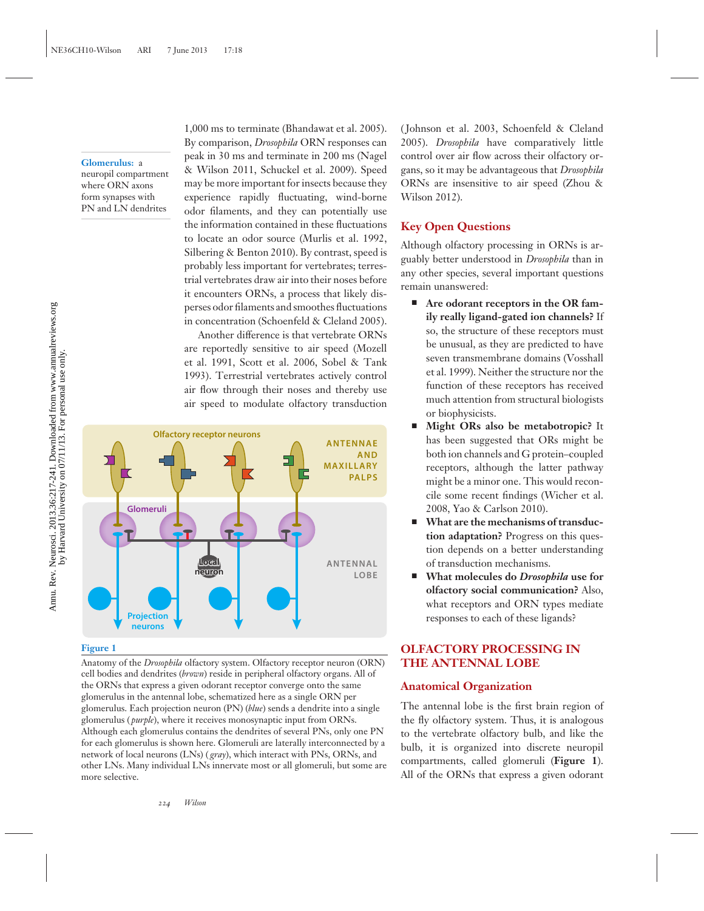**Glomerulus:** a neuropil compartment where ORN axons form synapses with PN and LN dendrites

1,000 ms to terminate (Bhandawat et al. 2005). By comparison, *Drosophila* ORN responses can peak in 30 ms and terminate in 200 ms (Nagel & Wilson 2011, Schuckel et al. 2009). Speed may be more important for insects because they experience rapidly fluctuating, wind-borne odor filaments, and they can potentially use the information contained in these fluctuations to locate an odor source (Murlis et al. 1992, Silbering & Benton 2010). By contrast, speed is probably less important for vertebrates; terrestrial vertebrates draw air into their noses before it encounters ORNs, a process that likely disperses odor filaments and smoothes fluctuations in concentration (Schoenfeld & Cleland 2005).

Another difference is that vertebrate ORNs are reportedly sensitive to air speed (Mozell et al. 1991, Scott et al. 2006, Sobel & Tank 1993). Terrestrial vertebrates actively control air flow through their noses and thereby use air speed to modulate olfactory transduction (Johnson et al. 2003, Schoenfeld & Cleland 2005). *Drosophila* have comparatively little control over air flow across their olfactory organs, so it may be advantageous that *Drosophila* ORNs are insensitive to air speed (Zhou & Wilson 2012).

**Figure 1**

Anatomy of the *Drosophila* olfactory system. Olfactory receptor neuron (ORN) cell bodies and dendrites (*brown*) reside in peripheral olfactory organs. All of the ORNs that express a given odorant receptor converge onto the same glomerulus in the antennal lobe, schematized here as a single ORN per glomerulus. Each projection neuron (PN) (*blue*) sends a dendrite into a single glomerulus (*purple*), where it receives monosynaptic input from ORNs. Although each glomerulus contains the dendrites of several PNs, only one PN for each glomerulus is shown here. Glomeruli are laterally interconnected by a network of local neurons (LNs) (*gray*), which interact with PNs, ORNs, and other LNs. Many individual LNs innervate most or all glomeruli, but some are more selective.

## Key Open Questions

Although olfactory processing in ORNs is arguably better understood in *Drosophila* than in any other species, several important questions remain unanswered:

- **Are odorant receptors in the OR family really ligand-gated ion channels?** If so, the structure of these receptors must be unusual, as they are predicted to have seven transmembrane domains (Vosshall et al. 1999). Neither the structure nor the function of these receptors has received much attention from structural biologists or biophysicists.
- **Might ORs also be metabotropic?** It has been suggested that ORs might be both ion channels and G protein–coupled receptors, although the latter pathway might be a minor one. This would reconcile some recent findings (Wicher et al. 2008, Yao & Carlson 2010).
- **What are the mechanisms of transduction adaptation?** Progress on this question depends on a better understanding of transduction mechanisms.
- **What molecules do *Drosophila* use for olfactory social communication?** Also, what receptors and ORN types mediate responses to each of these ligands?

# OLFACTORY PROCESSING IN THE ANTENNAL LOBE

## Anatomical Organization

The antennal lobe is the first brain region of the fly olfactory system. Thus, it is analogous to the vertebrate olfactory bulb, and like the bulb, it is organized into discrete neuropil compartments, called glomeruli (**Figure 1**). All of the ORNs that express a given odorant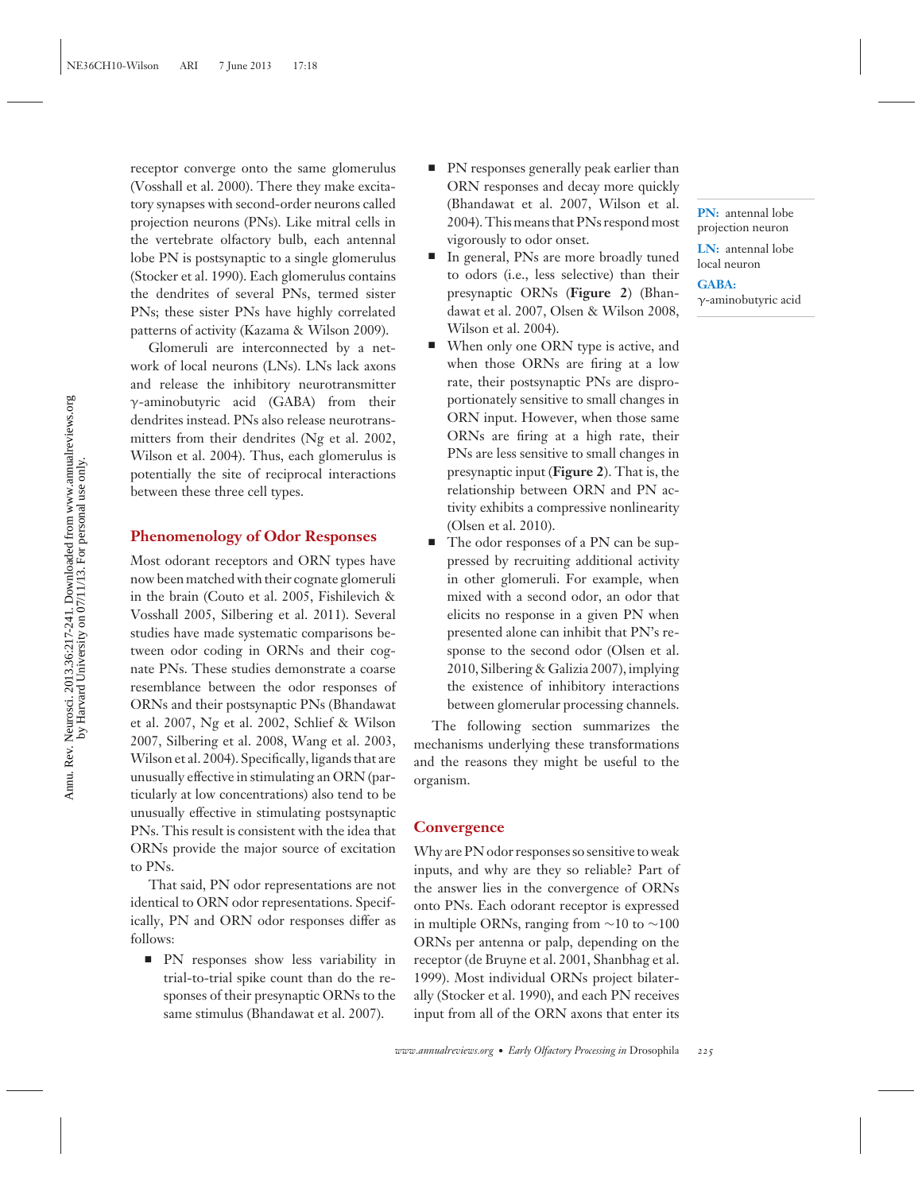receptor converge onto the same glomerulus (Vosshall et al. 2000). There they make excitatory synapses with second-order neurons called projection neurons (PNs). Like mitral cells in the vertebrate olfactory bulb, each antennal lobe PN is postsynaptic to a single glomerulus (Stocker et al. 1990). Each glomerulus contains the dendrites of several PNs, termed sister PNs; these sister PNs have highly correlated patterns of activity (Kazama & Wilson 2009).

Glomeruli are interconnected by a network of local neurons (LNs). LNs lack axons and release the inhibitory neurotransmitter γ-aminobutyric acid (GABA) from their dendrites instead. PNs also release neurotransmitters from their dendrites (Ng et al. 2002, Wilson et al. 2004). Thus, each glomerulus is potentially the site of reciprocal interactions between these three cell types.

**PN:** antennal lobe projection neuron

**LN:** antennal lobe local neuron

**GABA:** γ-aminobutyric acid

## Phenomenology of Odor Responses

Most odorant receptors and ORN types have now been matched with their cognate glomeruli in the brain (Couto et al. 2005, Fishilevich & Vosshall 2005, Silbering et al. 2011). Several studies have made systematic comparisons between odor coding in ORNs and their cognate PNs. These studies demonstrate a coarse resemblance between the odor responses of ORNs and their postsynaptic PNs (Bhandawat et al. 2007, Ng et al. 2002, Schlief & Wilson 2007, Silbering et al. 2008, Wang et al. 2003, Wilson et al. 2004). Specifically, ligands that are unusually effective in stimulating an ORN (particularly at low concentrations) also tend to be unusually effective in stimulating postsynaptic PNs. This result is consistent with the idea that ORNs provide the major source of excitation to PNs.

That said, PN odor representations are not identical to ORN odor representations. Specifically, PN and ORN odor responses differ as follows:

- PN responses show less variability in trial-to-trial spike count than do the responses of their presynaptic ORNs to the same stimulus (Bhandawat et al. 2007).
- PN responses generally peak earlier than ORN responses and decay more quickly (Bhandawat et al. 2007, Wilson et al. 2004). This means that PNs respond most vigorously to odor onset.
- In general, PNs are more broadly tuned to odors (i.e., less selective) than their presynaptic ORNs (**Figure 2**) (Bhandawat et al. 2007, Olsen & Wilson 2008, Wilson et al. 2004).
- When only one ORN type is active, and when those ORNs are firing at a low rate, their postsynaptic PNs are disproportionately sensitive to small changes in ORN input. However, when those same ORNs are firing at a high rate, their PNs are less sensitive to small changes in presynaptic input (**Figure 2**). That is, the relationship between ORN and PN activity exhibits a compressive nonlinearity (Olsen et al. 2010).
- The odor responses of a PN can be suppressed by recruiting additional activity in other glomeruli. For example, when mixed with a second odor, an odor that elicits no response in a given PN when presented alone can inhibit that PN's response to the second odor (Olsen et al. 2010, Silbering & Galizia 2007), implying the existence of inhibitory interactions between glomerular processing channels.

The following section summarizes the mechanisms underlying these transformations and the reasons they might be useful to the organism.

## Convergence

Why are PN odor responses so sensitive to weak inputs, and why are they so reliable? Part of the answer lies in the convergence of ORNs onto PNs. Each odorant receptor is expressed in multiple ORNs, ranging from ~10 to ~100 ORNs per antenna or palp, depending on the receptor (de Bruyne et al. 2001, Shanbhag et al. 1999). Most individual ORNs project bilaterally (Stocker et al. 1990), and each PN receives input from all of the ORN axons that enter its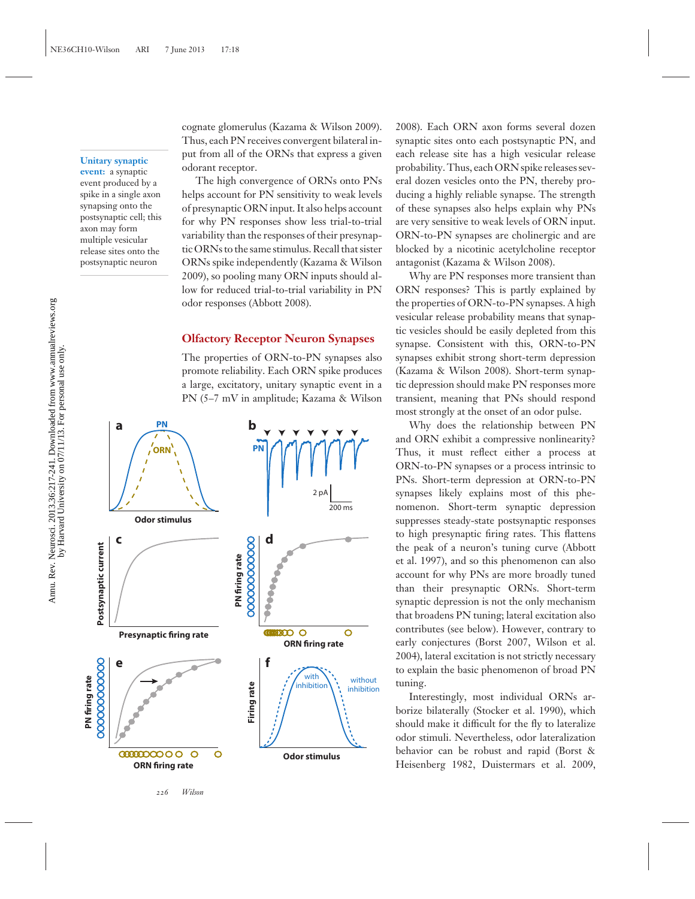**Unitary synaptic event:** a synaptic event produced by a spike in a single axon synapsing onto the postsynaptic cell; this axon may form multiple vesicular release sites onto the postsynaptic neuron

cognate glomerulus (Kazama & Wilson 2009). Thus, each PN receives convergent bilateral input from all of the ORNs that express a given odorant receptor.

The high convergence of ORNs onto PNs helps account for PN sensitivity to weak levels of presynaptic ORN input. It also helps account for why PN responses show less trial-to-trial variability than the responses of their presynaptic ORNs to the same stimulus. Recall that sister ORNs spike independently (Kazama & Wilson 2009), so pooling many ORN inputs should allow for reduced trial-to-trial variability in PN odor responses (Abbott 2008).

## Olfactory Receptor Neuron Synapses

The properties of ORN-to-PN synapses also promote reliability. Each ORN spike produces a large, excitatory, unitary synaptic event in a PN (5–7 mV in amplitude; Kazama & Wilson 2008). Each ORN axon forms several dozen synaptic sites onto each postsynaptic PN, and each release site has a high vesicular release probability. Thus, each ORN spike releases several dozen vesicles onto the PN, thereby producing a highly reliable synapse. The strength of these synapses also helps explain why PNs are very sensitive to weak levels of ORN input. ORN-to-PN synapses are cholinergic and are blocked by a nicotinic acetylcholine receptor antagonist (Kazama & Wilson 2008).

Why are PN responses more transient than ORN responses? This is partly explained by the properties of ORN-to-PN synapses. A high vesicular release probability means that synaptic vesicles should be easily depleted from this synapse. Consistent with this, ORN-to-PN synapses exhibit strong short-term depression (Kazama & Wilson 2008). Short-term synaptic depression should make PN responses more transient, meaning that PNs should respond most strongly at the onset of an odor pulse.

Why does the relationship between PN and ORN exhibit a compressive nonlinearity? Thus, it must reflect either a process at ORN-to-PN synapses or a process intrinsic to PNs. Short-term depression at ORN-to-PN synapses likely explains most of this phenomenon. Short-term synaptic depression suppresses steady-state postsynaptic responses to high presynaptic firing rates. This flattens the peak of a neuron's tuning curve (Abbott et al. 1997), and so this phenomenon can also account for why PNs are more broadly tuned than their presynaptic ORNs. Short-term synaptic depression is not the only mechanism that broadens PN tuning; lateral excitation also contributes (see below). However, contrary to early conjectures (Borst 2007, Wilson et al. 2004), lateral excitation is not strictly necessary to explain the basic phenomenon of broad PN tuning.

Interestingly, most individual ORNs arborize bilaterally (Stocker et al. 1990), which should make it difficult for the fly to lateralize odor stimuli. Nevertheless, odor lateralization behavior can be robust and rapid (Borst & Heisenberg 1982, Duistermars et al. 2009,

a
PN
ORN
Odor stimulus

b
PN
2 pA
200 ms

c
Postsynaptic current
Presynaptic firing rate

d
PN firing rate
ORN firing rate

e
PN firing rate
ORN firing rate

f
Firing rate
with inhibition
without inhibition
Odor stimulus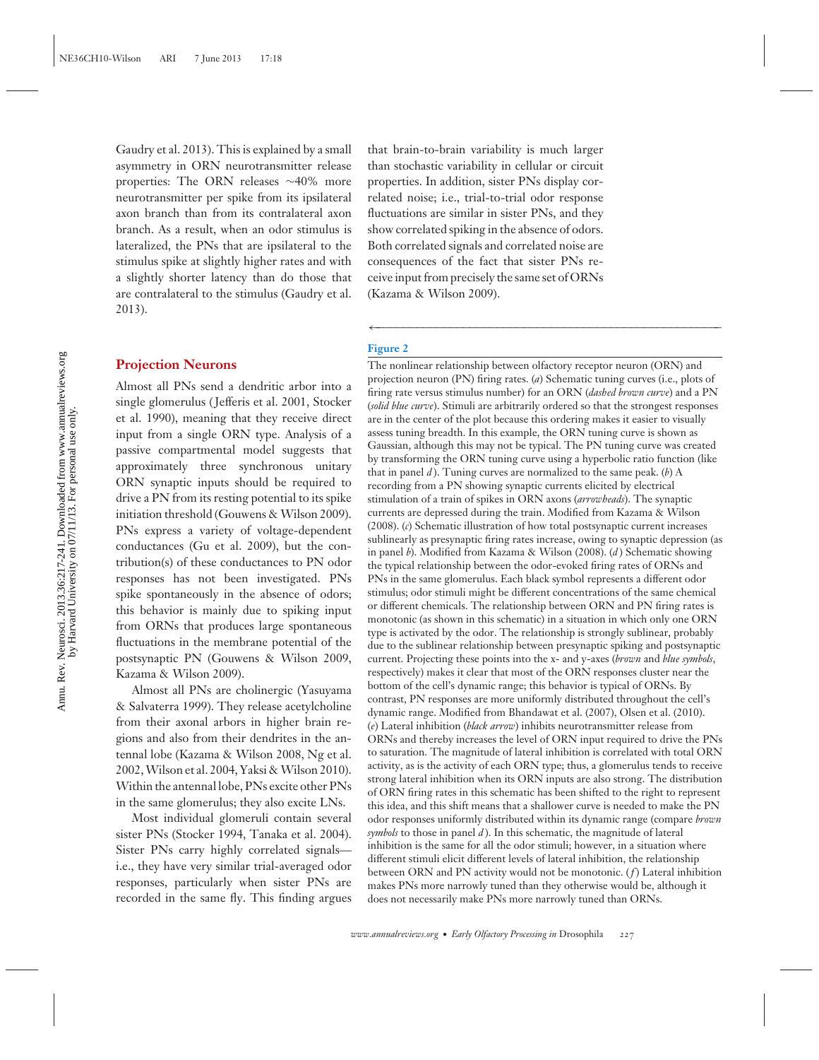Gaudry et al. 2013). This is explained by a small asymmetry in ORN neurotransmitter release properties: The ORN releases ~40% more neurotransmitter per spike from its ipsilateral axon branch than from its contralateral axon branch. As a result, when an odor stimulus is lateralized, the PNs that are ipsilateral to the stimulus spike at slightly higher rates and with a slightly shorter latency than do those that are contralateral to the stimulus (Gaudry et al. 2013).

## Projection Neurons

Almost all PNs send a dendritic arbor into a single glomerulus (Jefferis et al. 2001, Stocker et al. 1990), meaning that they receive direct input from a single ORN type. Analysis of a passive compartmental model suggests that approximately three synchronous unitary ORN synaptic inputs should be required to drive a PN from its resting potential to its spike initiation threshold (Gouwens & Wilson 2009). PNs express a variety of voltage-dependent conductances (Gu et al. 2009), but the contribution(s) of these conductances to PN odor responses has not been investigated. PNs spike spontaneously in the absence of odors; this behavior is mainly due to spiking input from ORNs that produces large spontaneous fluctuations in the membrane potential of the postsynaptic PN (Gouwens & Wilson 2009, Kazama & Wilson 2009).

Almost all PNs are cholinergic (Yasuyama & Salvaterra 1999). They release acetylcholine from their axonal arbors in higher brain regions and also from their dendrites in the antennal lobe (Kazama & Wilson 2008, Ng et al. 2002, Wilson et al. 2004, Yaksi & Wilson 2010). Within the antennal lobe, PNs excite other PNs in the same glomerulus; they also excite LNs.

Most individual glomeruli contain several sister PNs (Stocker 1994, Tanaka et al. 2004). Sister PNs carry highly correlated signals—i.e., they have very similar trial-averaged odor responses, particularly when sister PNs are recorded in the same fly. This finding argues that brain-to-brain variability is much larger than stochastic variability in cellular or circuit properties. In addition, sister PNs display correlated noise; i.e., trial-to-trial odor response fluctuations are similar in sister PNs, and they show correlated spiking in the absence of odors. Both correlated signals and correlated noise are consequences of the fact that sister PNs receive input from precisely the same set of ORNs (Kazama & Wilson 2009).

**Figure 2**

The nonlinear relationship between olfactory receptor neuron (ORN) and projection neuron (PN) firing rates. (*a*) Schematic tuning curves (i.e., plots of firing rate versus stimulus number) for an ORN (*dashed brown curve*) and a PN (*solid blue curve*). Stimuli are arbitrarily ordered so that the strongest responses are in the center of the plot because this ordering makes it easier to visually assess tuning breadth. In this example, the ORN tuning curve is shown as Gaussian, although this may not be typical. The PN tuning curve was created by transforming the ORN tuning curve using a hyperbolic ratio function (like that in panel *d*). Tuning curves are normalized to the same peak. (*b*) A recording from a PN showing synaptic currents elicited by electrical stimulation of a train of spikes in ORN axons (*arrowheads*). The synaptic currents are depressed during the train. Modified from Kazama & Wilson (2008). (*c*) Schematic illustration of how total postsynaptic current increases sublinearly as presynaptic firing rates increase, owing to synaptic depression (as in panel *b*). Modified from Kazama & Wilson (2008). (*d*) Schematic showing the typical relationship between the odor-evoked firing rates of ORNs and PNs in the same glomerulus. Each black symbol represents a different odor stimulus; odor stimuli might be different concentrations of the same chemical or different chemicals. The relationship between ORN and PN firing rates is monotonic (as shown in this schematic) in a situation in which only one ORN type is activated by the odor. The relationship is strongly sublinear, probably due to the sublinear relationship between presynaptic spiking and postsynaptic current. Projecting these points into the x- and y-axes (*brown* and *blue symbols*, respectively) makes it clear that most of the ORN responses cluster near the bottom of the cell's dynamic range; this behavior is typical of ORNs. By contrast, PN responses are more uniformly distributed throughout the cell's dynamic range. Modified from Bhandawat et al. (2007), Olsen et al. (2010). (*e*) Lateral inhibition (*black arrow*) inhibits neurotransmitter release from ORNs and thereby increases the level of ORN input required to drive the PNs to saturation. The magnitude of lateral inhibition is correlated with total ORN activity, as is the activity of each ORN type; thus, a glomerulus tends to receive strong lateral inhibition when its ORN inputs are also strong. The distribution of ORN firing rates in this schematic has been shifted to the right to represent this idea, and this shift means that a shallower curve is needed to make the PN odor responses uniformly distributed within its dynamic range (compare *brown symbols* to those in panel *d*). In this schematic, the magnitude of lateral inhibition is the same for all the odor stimuli; however, in a situation where different stimuli elicit different levels of lateral inhibition, the relationship between ORN and PN activity would not be monotonic. (*f*) Lateral inhibition makes PNs more narrowly tuned than they otherwise would be, although it does not necessarily make PNs more narrowly tuned than ORNs.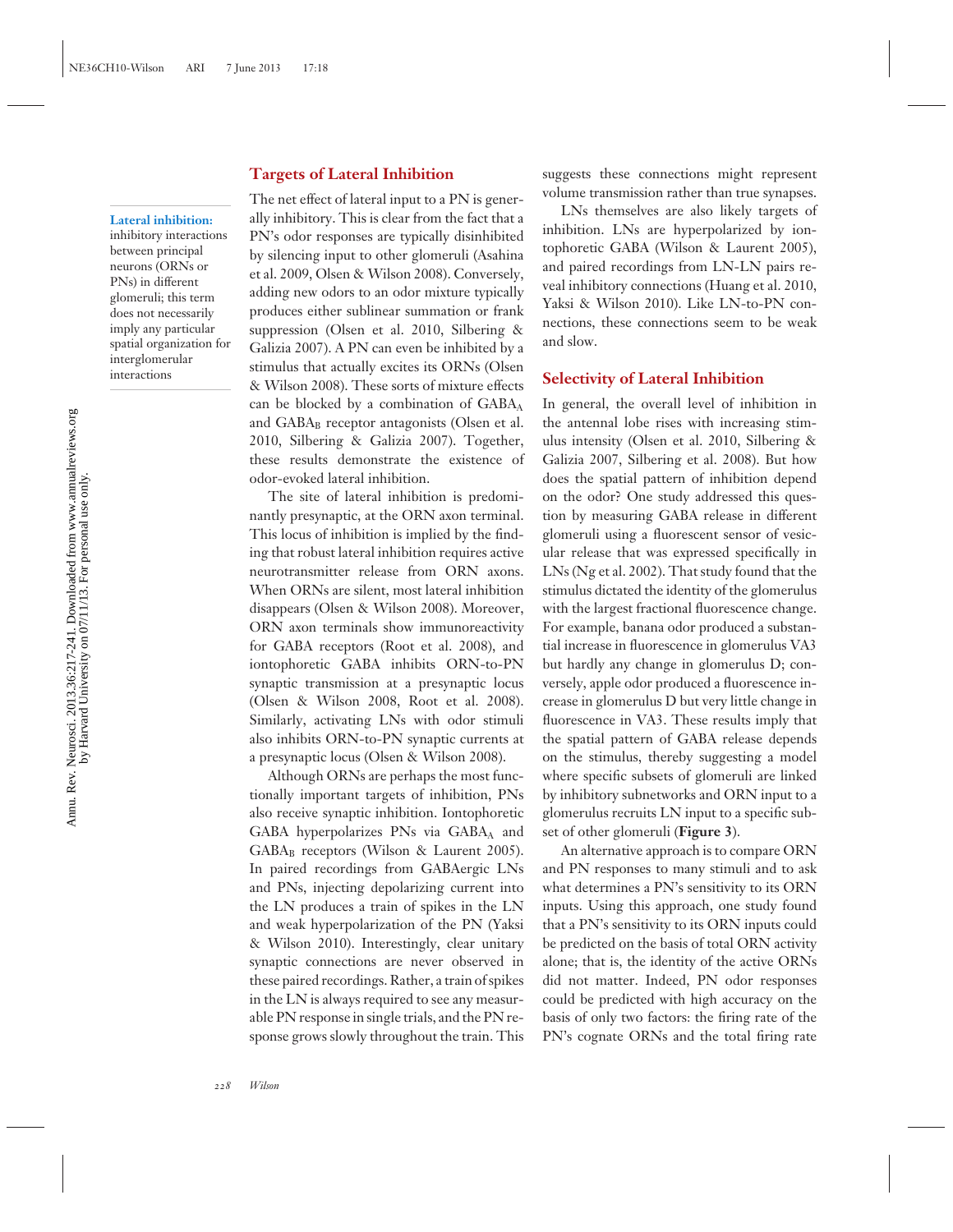**Lateral inhibition:** inhibitory interactions between principal neurons (ORNs or PNs) in different glomeruli; this term does not necessarily imply any particular spatial organization for interglomerular interactions

## Targets of Lateral Inhibition

The net effect of lateral input to a PN is generally inhibitory. This is clear from the fact that a PN's odor responses are typically disinhibited by silencing input to other glomeruli (Asahina et al. 2009, Olsen & Wilson 2008). Conversely, adding new odors to an odor mixture typically produces either sublinear summation or frank suppression (Olsen et al. 2010, Silbering & Galizia 2007). A PN can even be inhibited by a stimulus that actually excites its ORNs (Olsen & Wilson 2008). These sorts of mixture effects can be blocked by a combination of $GABA_A$ and $GABA_B$ receptor antagonists (Olsen et al. 2010, Silbering & Galizia 2007). Together, these results demonstrate the existence of odor-evoked lateral inhibition.

The site of lateral inhibition is predominantly presynaptic, at the ORN axon terminal. This locus of inhibition is implied by the finding that robust lateral inhibition requires active neurotransmitter release from ORN axons. When ORNs are silent, most lateral inhibition disappears (Olsen & Wilson 2008). Moreover, ORN axon terminals show immunoreactivity for GABA receptors (Root et al. 2008), and iontophoretic GABA inhibits ORN-to-PN synaptic transmission at a presynaptic locus (Olsen & Wilson 2008, Root et al. 2008). Similarly, activating LNs with odor stimuli also inhibits ORN-to-PN synaptic currents at a presynaptic locus (Olsen & Wilson 2008).

Although ORNs are perhaps the most functionally important targets of inhibition, PNs also receive synaptic inhibition. Iontophoretic GABA hyperpolarizes PNs via $GABA_A$ and $GABA_B$ receptors (Wilson & Laurent 2005). In paired recordings from GABAergic LNs and PNs, injecting depolarizing current into the LN produces a train of spikes in the LN and weak hyperpolarization of the PN (Yaksi & Wilson 2010). Interestingly, clear unitary synaptic connections are never observed in these paired recordings. Rather, a train of spikes in the LN is always required to see any measurable PN response in single trials, and the PN response grows slowly throughout the train. This suggests these connections might represent volume transmission rather than true synapses.

LNs themselves are also likely targets of inhibition. LNs are hyperpolarized by iontophoretic GABA (Wilson & Laurent 2005), and paired recordings from LN-LN pairs reveal inhibitory connections (Huang et al. 2010, Yaksi & Wilson 2010). Like LN-to-PN connections, these connections seem to be weak and slow.

## Selectivity of Lateral Inhibition

In general, the overall level of inhibition in the antennal lobe rises with increasing stimulus intensity (Olsen et al. 2010, Silbering & Galizia 2007, Silbering et al. 2008). But how does the spatial pattern of inhibition depend on the odor? One study addressed this question by measuring GABA release in different glomeruli using a fluorescent sensor of vesicular release that was expressed specifically in LNs (Ng et al. 2002). That study found that the stimulus dictated the identity of the glomerulus with the largest fractional fluorescence change. For example, banana odor produced a substantial increase in fluorescence in glomerulus VA3 but hardly any change in glomerulus D; conversely, apple odor produced a fluorescence increase in glomerulus D but very little change in fluorescence in VA3. These results imply that the spatial pattern of GABA release depends on the stimulus, thereby suggesting a model where specific subsets of glomeruli are linked by inhibitory subnetworks and ORN input to a glomerulus recruits LN input to a specific subset of other glomeruli (**Figure 3**).

An alternative approach is to compare ORN and PN responses to many stimuli and to ask what determines a PN's sensitivity to its ORN inputs. Using this approach, one study found that a PN's sensitivity to its ORN inputs could be predicted on the basis of total ORN activity alone; that is, the identity of the active ORNs did not matter. Indeed, PN odor responses could be predicted with high accuracy on the basis of only two factors: the firing rate of the PN's cognate ORNs and the total firing rate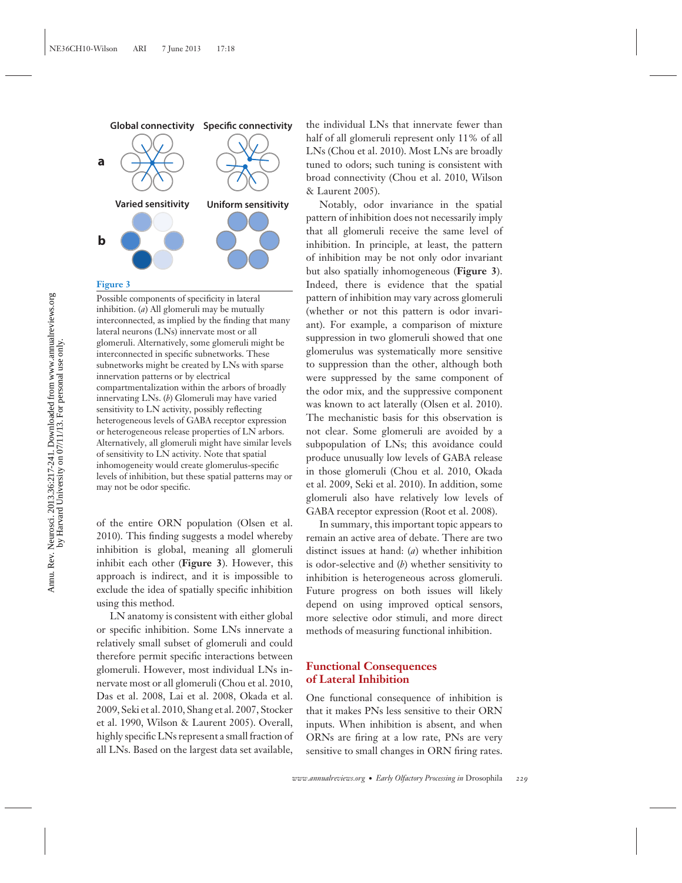**Figure 3**

Possible components of specificity in lateral inhibition. (*a*) All glomeruli may be mutually interconnected, as implied by the finding that many lateral neurons (LNs) innervate most or all glomeruli. Alternatively, some glomeruli might be interconnected in specific subnetworks. These subnetworks might be created by LNs with sparse innervation patterns or by electrical compartmentalization within the arbors of broadly innervating LNs. (*b*) Glomeruli may have varied sensitivity to LN activity, possibly reflecting heterogeneous levels of GABA receptor expression or heterogeneous release properties of LN arbors. Alternatively, all glomeruli might have similar levels of sensitivity to LN activity. Note that spatial inhomogeneity would create glomerulus-specific levels of inhibition, but these spatial patterns may or may not be odor specific.

of the entire ORN population (Olsen et al. 2010). This finding suggests a model whereby inhibition is global, meaning all glomeruli inhibit each other (**Figure 3**). However, this approach is indirect, and it is impossible to exclude the idea of spatially specific inhibition using this method.

LN anatomy is consistent with either global or specific inhibition. Some LNs innervate a relatively small subset of glomeruli and could therefore permit specific interactions between glomeruli. However, most individual LNs innervate most or all glomeruli (Chou et al. 2010, Das et al. 2008, Lai et al. 2008, Okada et al. 2009, Seki et al. 2010, Shang et al. 2007, Stocker et al. 1990, Wilson & Laurent 2005). Overall, highly specific LNs represent a small fraction of all LNs. Based on the largest data set available, the individual LNs that innervate fewer than half of all glomeruli represent only 11% of all LNs (Chou et al. 2010). Most LNs are broadly tuned to odors; such tuning is consistent with broad connectivity (Chou et al. 2010, Wilson & Laurent 2005).

Notably, odor invariance in the spatial pattern of inhibition does not necessarily imply that all glomeruli receive the same level of inhibition. In principle, at least, the pattern of inhibition may be not only odor invariant but also spatially inhomogeneous (**Figure 3**). Indeed, there is evidence that the spatial pattern of inhibition may vary across glomeruli (whether or not this pattern is odor invariant). For example, a comparison of mixture suppression in two glomeruli showed that one glomerulus was systematically more sensitive to suppression than the other, although both were suppressed by the same component of the odor mix, and the suppressive component was known to act laterally (Olsen et al. 2010). The mechanistic basis for this observation is not clear. Some glomeruli are avoided by a subpopulation of LNs; this avoidance could produce unusually low levels of GABA release in those glomeruli (Chou et al. 2010, Okada et al. 2009, Seki et al. 2010). In addition, some glomeruli also have relatively low levels of GABA receptor expression (Root et al. 2008).

In summary, this important topic appears to remain an active area of debate. There are two distinct issues at hand: (*a*) whether inhibition is odor-selective and (*b*) whether sensitivity to inhibition is heterogeneous across glomeruli. Future progress on both issues will likely depend on using improved optical sensors, more selective odor stimuli, and more direct methods of measuring functional inhibition.

## Functional Consequences of Lateral Inhibition

One functional consequence of inhibition is that it makes PNs less sensitive to their ORN inputs. When inhibition is absent, and when ORNs are firing at a low rate, PNs are very sensitive to small changes in ORN firing rates.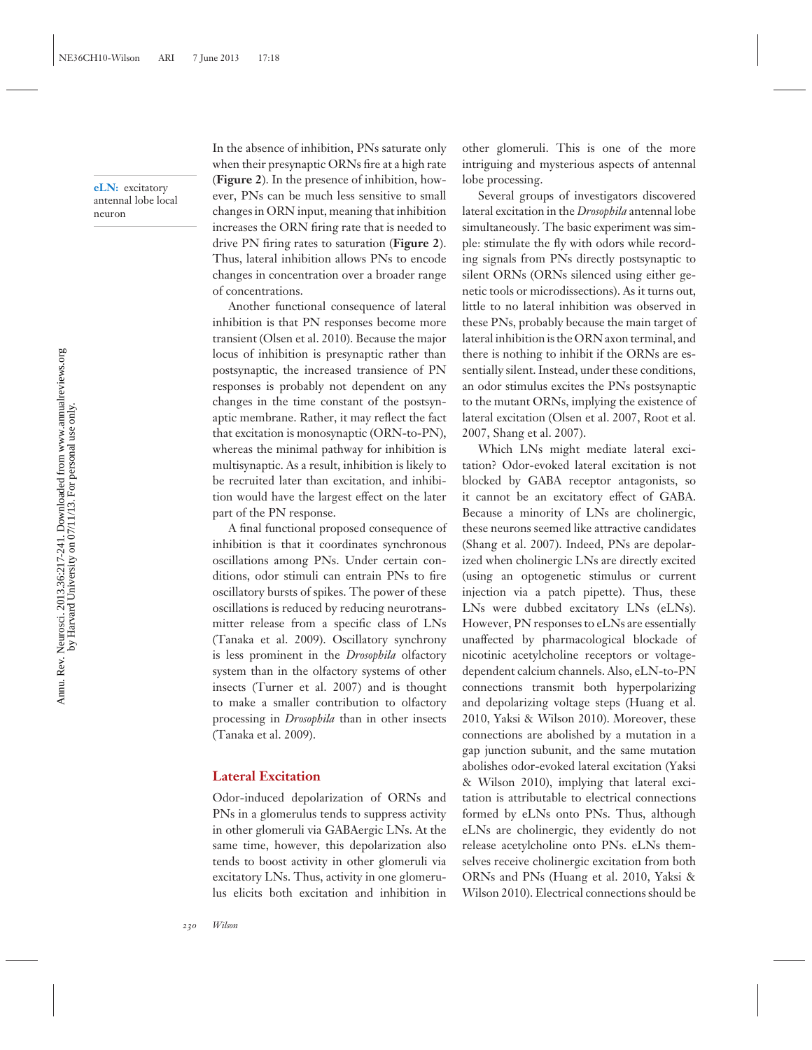**eLN:** excitatory antennal lobe local neuron

In the absence of inhibition, PNs saturate only when their presynaptic ORNs fire at a high rate (**Figure 2**). In the presence of inhibition, however, PNs can be much less sensitive to small changes in ORN input, meaning that inhibition increases the ORN firing rate that is needed to drive PN firing rates to saturation (**Figure 2**). Thus, lateral inhibition allows PNs to encode changes in concentration over a broader range of concentrations.

Another functional consequence of lateral inhibition is that PN responses become more transient (Olsen et al. 2010). Because the major locus of inhibition is presynaptic rather than postsynaptic, the increased transience of PN responses is probably not dependent on any changes in the time constant of the postsynaptic membrane. Rather, it may reflect the fact that excitation is monosynaptic (ORN-to-PN), whereas the minimal pathway for inhibition is multisynaptic. As a result, inhibition is likely to be recruited later than excitation, and inhibition would have the largest effect on the later part of the PN response.

A final functional proposed consequence of inhibition is that it coordinates synchronous oscillations among PNs. Under certain conditions, odor stimuli can entrain PNs to fire oscillatory bursts of spikes. The power of these oscillations is reduced by reducing neurotransmitter release from a specific class of LNs (Tanaka et al. 2009). Oscillatory synchrony is less prominent in the *Drosophila* olfactory system than in the olfactory systems of other insects (Turner et al. 2007) and is thought to make a smaller contribution to olfactory processing in *Drosophila* than in other insects (Tanaka et al. 2009).

## Lateral Excitation

Odor-induced depolarization of ORNs and PNs in a glomerulus tends to suppress activity in other glomeruli via GABAergic LNs. At the same time, however, this depolarization also tends to boost activity in other glomeruli via excitatory LNs. Thus, activity in one glomerulus elicits both excitation and inhibition in other glomeruli. This is one of the more intriguing and mysterious aspects of antennal lobe processing.

Several groups of investigators discovered lateral excitation in the *Drosophila* antennal lobe simultaneously. The basic experiment was simple: stimulate the fly with odors while recording signals from PNs directly postsynaptic to silent ORNs (ORNs silenced using either genetic tools or microdissections). As it turns out, little to no lateral inhibition was observed in these PNs, probably because the main target of lateral inhibition is the ORN axon terminal, and there is nothing to inhibit if the ORNs are essentially silent. Instead, under these conditions, an odor stimulus excites the PNs postsynaptic to the mutant ORNs, implying the existence of lateral excitation (Olsen et al. 2007, Root et al. 2007, Shang et al. 2007).

Which LNs might mediate lateral excitation? Odor-evoked lateral excitation is not blocked by GABA receptor antagonists, so it cannot be an excitatory effect of GABA. Because a minority of LNs are cholinergic, these neurons seemed like attractive candidates (Shang et al. 2007). Indeed, PNs are depolarized when cholinergic LNs are directly excited (using an optogenetic stimulus or current injection via a patch pipette). Thus, these LNs were dubbed excitatory LNs (eLNs). However, PN responses to eLNs are essentially unaffected by pharmacological blockade of nicotinic acetylcholine receptors or voltage-dependent calcium channels. Also, eLN-to-PN connections transmit both hyperpolarizing and depolarizing voltage steps (Huang et al. 2010, Yaksi & Wilson 2010). Moreover, these connections are abolished by a mutation in a gap junction subunit, and the same mutation abolishes odor-evoked lateral excitation (Yaksi & Wilson 2010), implying that lateral excitation is attributable to electrical connections formed by eLNs onto PNs. Thus, although eLNs are cholinergic, they evidently do not release acetylcholine onto PNs. eLNs themselves receive cholinergic excitation from both ORNs and PNs (Huang et al. 2010, Yaksi & Wilson 2010). Electrical connections should be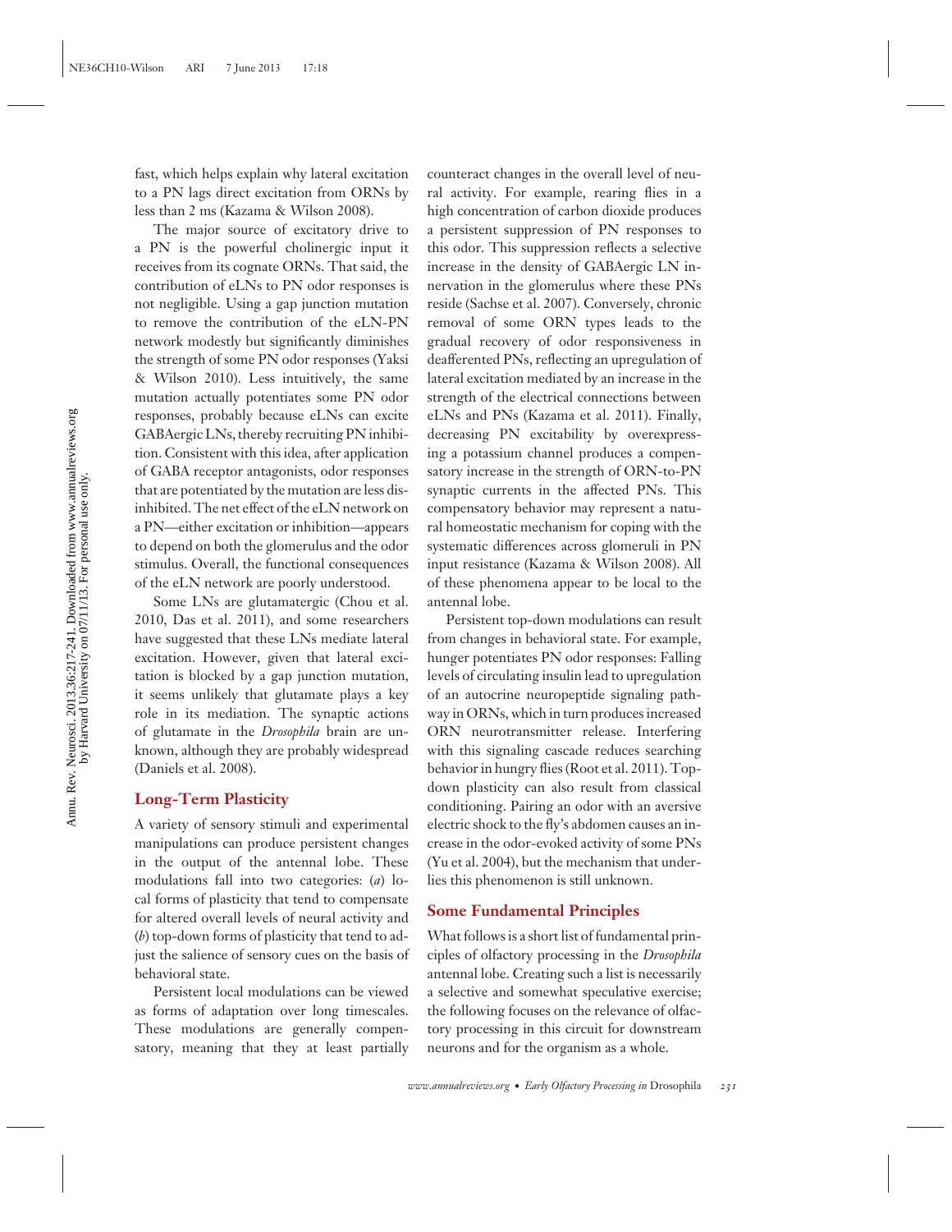fast, which helps explain why lateral excitation to a PN lags direct excitation from ORNs by less than 2 ms (Kazama & Wilson 2008).

The major source of excitatory drive to a PN is the powerful cholinergic input it receives from its cognate ORNs. That said, the contribution of eLNs to PN odor responses is not negligible. Using a gap junction mutation to remove the contribution of the eLN-PN network modestly but significantly diminishes the strength of some PN odor responses (Yaksi & Wilson 2010). Less intuitively, the same mutation actually potentiates some PN odor responses, probably because eLNs can excite GABAergic LNs, thereby recruiting PN inhibition. Consistent with this idea, after application of GABA receptor antagonists, odor responses that are potentiated by the mutation are less disinhibited. The net effect of the eLN network on a PN—either excitation or inhibition—appears to depend on both the glomerulus and the odor stimulus. Overall, the functional consequences of the eLN network are poorly understood.

Some LNs are glutamatergic (Chou et al. 2010, Das et al. 2011), and some researchers have suggested that these LNs mediate lateral excitation. However, given that lateral excitation is blocked by a gap junction mutation, it seems unlikely that glutamate plays a key role in its mediation. The synaptic actions of glutamate in the *Drosophila* brain are unknown, although they are probably widespread (Daniels et al. 2008).

## Long-Term Plasticity

A variety of sensory stimuli and experimental manipulations can produce persistent changes in the output of the antennal lobe. These modulations fall into two categories: (*a*) local forms of plasticity that tend to compensate for altered overall levels of neural activity and (*b*) top-down forms of plasticity that tend to adjust the salience of sensory cues on the basis of behavioral state.

Persistent local modulations can be viewed as forms of adaptation over long timescales. These modulations are generally compensatory, meaning that they at least partially counteract changes in the overall level of neural activity. For example, rearing flies in a high concentration of carbon dioxide produces a persistent suppression of PN responses to this odor. This suppression reflects a selective increase in the density of GABAergic LN innervation in the glomerulus where these PNs reside (Sachse et al. 2007). Conversely, chronic removal of some ORN types leads to the gradual recovery of odor responsiveness in deafferented PNs, reflecting an upregulation of lateral excitation mediated by an increase in the strength of the electrical connections between eLNs and PNs (Kazama et al. 2011). Finally, decreasing PN excitability by overexpressing a potassium channel produces a compensatory increase in the strength of ORN-to-PN synaptic currents in the affected PNs. This compensatory behavior may represent a natural homeostatic mechanism for coping with the systematic differences across glomeruli in PN input resistance (Kazama & Wilson 2008). All of these phenomena appear to be local to the antennal lobe.

Persistent top-down modulations can result from changes in behavioral state. For example, hunger potentiates PN odor responses: Falling levels of circulating insulin lead to upregulation of an autocrine neuropeptide signaling pathway in ORNs, which in turn produces increased ORN neurotransmitter release. Interfering with this signaling cascade reduces searching behavior in hungry flies (Root et al. 2011). Top-down plasticity can also result from classical conditioning. Pairing an odor with an aversive electric shock to the fly's abdomen causes an increase in the odor-evoked activity of some PNs (Yu et al. 2004), but the mechanism that underlies this phenomenon is still unknown.

## Some Fundamental Principles

What follows is a short list of fundamental principles of olfactory processing in the *Drosophila* antennal lobe. Creating such a list is necessarily a selective and somewhat speculative exercise; the following focuses on the relevance of olfactory processing in this circuit for downstream neurons and for the organism as a whole.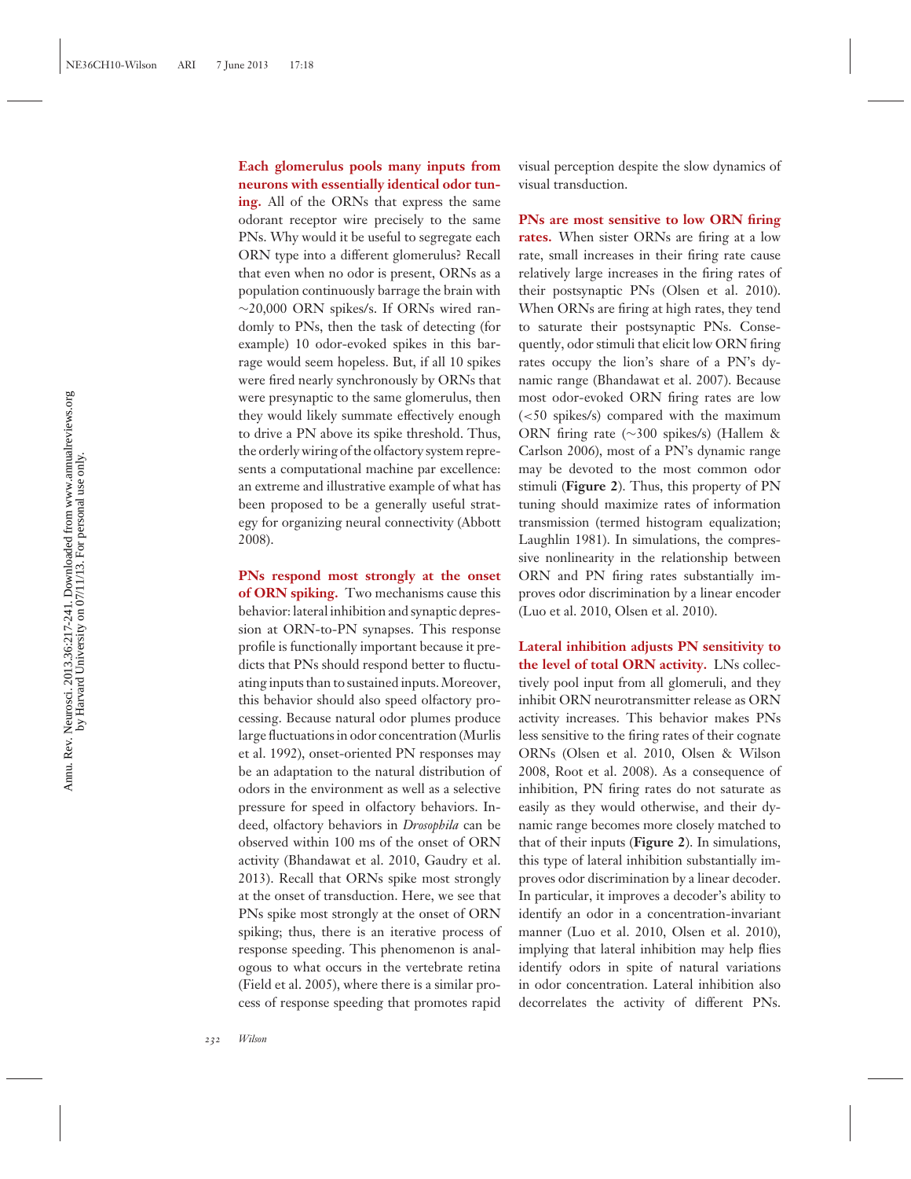**Each glomerulus pools many inputs from neurons with essentially identical odor tuning.** All of the ORNs that express the same odorant receptor wire precisely to the same PNs. Why would it be useful to segregate each ORN type into a different glomerulus? Recall that even when no odor is present, ORNs as a population continuously barrage the brain with ∼20,000 ORN spikes/s. If ORNs wired randomly to PNs, then the task of detecting (for example) 10 odor-evoked spikes in this barrage would seem hopeless. But, if all 10 spikes were fired nearly synchronously by ORNs that were presynaptic to the same glomerulus, then they would likely summate effectively enough to drive a PN above its spike threshold. Thus, the orderly wiring of the olfactory system represents a computational machine par excellence: an extreme and illustrative example of what has been proposed to be a generally useful strategy for organizing neural connectivity (Abbott 2008).

**PNs respond most strongly at the onset of ORN spiking.** Two mechanisms cause this behavior: lateral inhibition and synaptic depression at ORN-to-PN synapses. This response profile is functionally important because it predicts that PNs should respond better to fluctuating inputs than to sustained inputs. Moreover, this behavior should also speed olfactory processing. Because natural odor plumes produce large fluctuations in odor concentration (Murlis et al. 1992), onset-oriented PN responses may be an adaptation to the natural distribution of odors in the environment as well as a selective pressure for speed in olfactory behaviors. Indeed, olfactory behaviors in *Drosophila* can be observed within 100 ms of the onset of ORN activity (Bhandawat et al. 2010, Gaudry et al. 2013). Recall that ORNs spike most strongly at the onset of transduction. Here, we see that PNs spike most strongly at the onset of ORN spiking; thus, there is an iterative process of response speeding. This phenomenon is analogous to what occurs in the vertebrate retina (Field et al. 2005), where there is a similar process of response speeding that promotes rapid visual perception despite the slow dynamics of visual transduction.

**PNs are most sensitive to low ORN firing rates.** When sister ORNs are firing at a low rate, small increases in their firing rate cause relatively large increases in the firing rates of their postsynaptic PNs (Olsen et al. 2010). When ORNs are firing at high rates, they tend to saturate their postsynaptic PNs. Consequently, odor stimuli that elicit low ORN firing rates occupy the lion's share of a PN's dynamic range (Bhandawat et al. 2007). Because most odor-evoked ORN firing rates are low (<50 spikes/s) compared with the maximum ORN firing rate (∼300 spikes/s) (Hallem & Carlson 2006), most of a PN's dynamic range may be devoted to the most common odor stimuli (**Figure 2**). Thus, this property of PN tuning should maximize rates of information transmission (termed histogram equalization; Laughlin 1981). In simulations, the compressive nonlinearity in the relationship between ORN and PN firing rates substantially improves odor discrimination by a linear encoder (Luo et al. 2010, Olsen et al. 2010).

**Lateral inhibition adjusts PN sensitivity to the level of total ORN activity.** LNs collectively pool input from all glomeruli, and they inhibit ORN neurotransmitter release as ORN activity increases. This behavior makes PNs less sensitive to the firing rates of their cognate ORNs (Olsen et al. 2010, Olsen & Wilson 2008, Root et al. 2008). As a consequence of inhibition, PN firing rates do not saturate as easily as they would otherwise, and their dynamic range becomes more closely matched to that of their inputs (**Figure 2**). In simulations, this type of lateral inhibition substantially improves odor discrimination by a linear decoder. In particular, it improves a decoder's ability to identify an odor in a concentration-invariant manner (Luo et al. 2010, Olsen et al. 2010), implying that lateral inhibition may help flies identify odors in spite of natural variations in odor concentration. Lateral inhibition also decorrelates the activity of different PNs.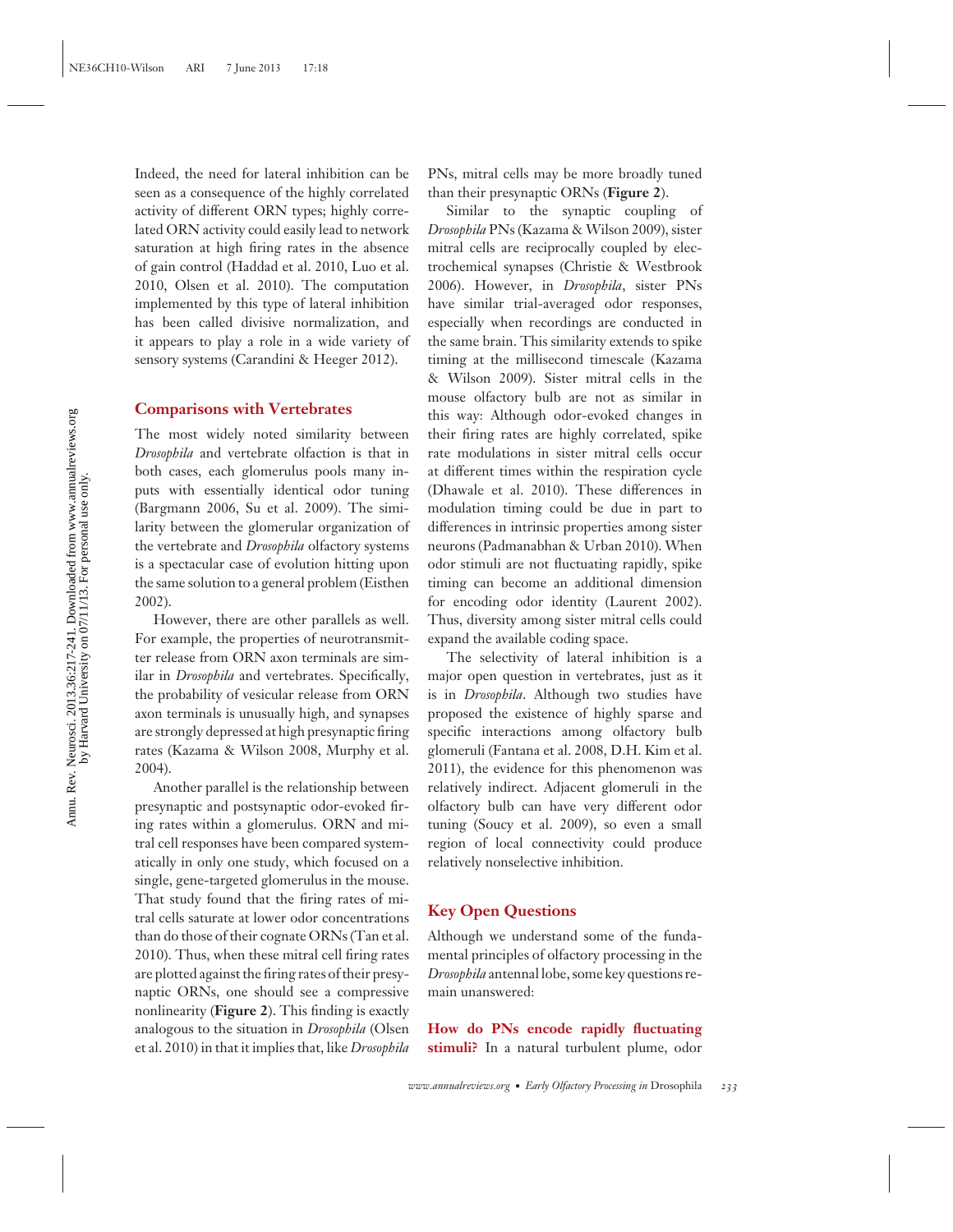Indeed, the need for lateral inhibition can be seen as a consequence of the highly correlated activity of different ORN types; highly correlated ORN activity could easily lead to network saturation at high firing rates in the absence of gain control (Haddad et al. 2010, Luo et al. 2010, Olsen et al. 2010). The computation implemented by this type of lateral inhibition has been called divisive normalization, and it appears to play a role in a wide variety of sensory systems (Carandini & Heeger 2012).

## Comparisons with Vertebrates

The most widely noted similarity between *Drosophila* and vertebrate olfaction is that in both cases, each glomerulus pools many inputs with essentially identical odor tuning (Bargmann 2006, Su et al. 2009). The similarity between the glomerular organization of the vertebrate and *Drosophila* olfactory systems is a spectacular case of evolution hitting upon the same solution to a general problem (Eisthen 2002).

However, there are other parallels as well. For example, the properties of neurotransmitter release from ORN axon terminals are similar in *Drosophila* and vertebrates. Specifically, the probability of vesicular release from ORN axon terminals is unusually high, and synapses are strongly depressed at high presynaptic firing rates (Kazama & Wilson 2008, Murphy et al. 2004).

Another parallel is the relationship between presynaptic and postsynaptic odor-evoked firing rates within a glomerulus. ORN and mitral cell responses have been compared systematically in only one study, which focused on a single, gene-targeted glomerulus in the mouse. That study found that the firing rates of mitral cells saturate at lower odor concentrations than do those of their cognate ORNs (Tan et al. 2010). Thus, when these mitral cell firing rates are plotted against the firing rates of their presynaptic ORNs, one should see a compressive nonlinearity (**Figure 2**). This finding is exactly analogous to the situation in *Drosophila* (Olsen et al. 2010) in that it implies that, like *Drosophila* PNs, mitral cells may be more broadly tuned than their presynaptic ORNs (**Figure 2**).

Similar to the synaptic coupling of *Drosophila* PNs (Kazama & Wilson 2009), sister mitral cells are reciprocally coupled by electrochemical synapses (Christie & Westbrook 2006). However, in *Drosophila*, sister PNs have similar trial-averaged odor responses, especially when recordings are conducted in the same brain. This similarity extends to spike timing at the millisecond timescale (Kazama & Wilson 2009). Sister mitral cells in the mouse olfactory bulb are not as similar in this way: Although odor-evoked changes in their firing rates are highly correlated, spike rate modulations in sister mitral cells occur at different times within the respiration cycle (Dhawale et al. 2010). These differences in modulation timing could be due in part to differences in intrinsic properties among sister neurons (Padmanabhan & Urban 2010). When odor stimuli are not fluctuating rapidly, spike timing can become an additional dimension for encoding odor identity (Laurent 2002). Thus, diversity among sister mitral cells could expand the available coding space.

The selectivity of lateral inhibition is a major open question in vertebrates, just as it is in *Drosophila*. Although two studies have proposed the existence of highly sparse and specific interactions among olfactory bulb glomeruli (Fantana et al. 2008, D.H. Kim et al. 2011), the evidence for this phenomenon was relatively indirect. Adjacent glomeruli in the olfactory bulb can have very different odor tuning (Soucy et al. 2009), so even a small region of local connectivity could produce relatively nonselective inhibition.

## Key Open Questions

Although we understand some of the fundamental principles of olfactory processing in the *Drosophila* antennal lobe, some key questions remain unanswered:

**How do PNs encode rapidly fluctuating stimuli?** In a natural turbulent plume, odor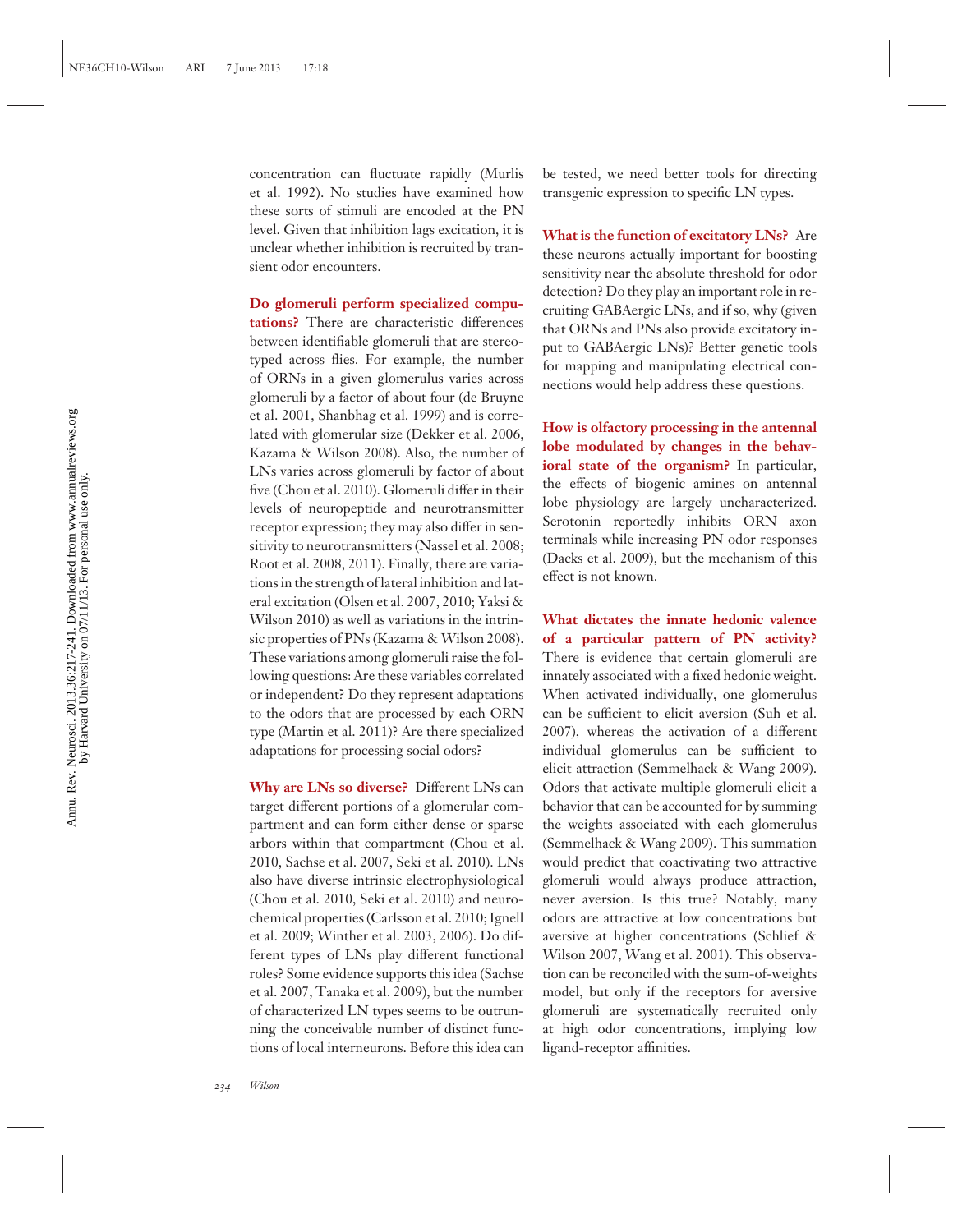concentration can fluctuate rapidly (Murlis et al. 1992). No studies have examined how these sorts of stimuli are encoded at the PN level. Given that inhibition lags excitation, it is unclear whether inhibition is recruited by transient odor encounters.

**Do glomeruli perform specialized computations?** There are characteristic differences between identifiable glomeruli that are stereotyped across flies. For example, the number of ORNs in a given glomerulus varies across glomeruli by a factor of about four (de Bruyne et al. 2001, Shanbhag et al. 1999) and is correlated with glomerular size (Dekker et al. 2006, Kazama & Wilson 2008). Also, the number of LNs varies across glomeruli by factor of about five (Chou et al. 2010). Glomeruli differ in their levels of neuropeptide and neurotransmitter receptor expression; they may also differ in sensitivity to neurotransmitters (Nassel et al. 2008; Root et al. 2008, 2011). Finally, there are variations in the strength of lateral inhibition and lateral excitation (Olsen et al. 2007, 2010; Yaksi & Wilson 2010) as well as variations in the intrinsic properties of PNs (Kazama & Wilson 2008). These variations among glomeruli raise the following questions: Are these variables correlated or independent? Do they represent adaptations to the odors that are processed by each ORN type (Martin et al. 2011)? Are there specialized adaptations for processing social odors?

**Why are LNs so diverse?** Different LNs can target different portions of a glomerular compartment and can form either dense or sparse arbors within that compartment (Chou et al. 2010, Sachse et al. 2007, Seki et al. 2010). LNs also have diverse intrinsic electrophysiological (Chou et al. 2010, Seki et al. 2010) and neurochemical properties (Carlsson et al. 2010; Ignell et al. 2009; Winther et al. 2003, 2006). Do different types of LNs play different functional roles? Some evidence supports this idea (Sachse et al. 2007, Tanaka et al. 2009), but the number of characterized LN types seems to be outrunning the conceivable number of distinct functions of local interneurons. Before this idea can be tested, we need better tools for directing transgenic expression to specific LN types.

**What is the function of excitatory LNs?** Are these neurons actually important for boosting sensitivity near the absolute threshold for odor detection? Do they play an important role in recruiting GABAergic LNs, and if so, why (given that ORNs and PNs also provide excitatory input to GABAergic LNs)? Better genetic tools for mapping and manipulating electrical connections would help address these questions.

**How is olfactory processing in the antennal lobe modulated by changes in the behavioral state of the organism?** In particular, the effects of biogenic amines on antennal lobe physiology are largely uncharacterized. Serotonin reportedly inhibits ORN axon terminals while increasing PN odor responses (Dacks et al. 2009), but the mechanism of this effect is not known.

**What dictates the innate hedonic valence of a particular pattern of PN activity?** There is evidence that certain glomeruli are innately associated with a fixed hedonic weight. When activated individually, one glomerulus can be sufficient to elicit aversion (Suh et al. 2007), whereas the activation of a different individual glomerulus can be sufficient to elicit attraction (Semmelhack & Wang 2009). Odors that activate multiple glomeruli elicit a behavior that can be accounted for by summing the weights associated with each glomerulus (Semmelhack & Wang 2009). This summation would predict that coactivating two attractive glomeruli would always produce attraction, never aversion. Is this true? Notably, many odors are attractive at low concentrations but aversive at higher concentrations (Schlief & Wilson 2007, Wang et al. 2001). This observation can be reconciled with the sum-of-weights model, but only if the receptors for aversive glomeruli are systematically recruited only at high odor concentrations, implying low ligand-receptor affinities.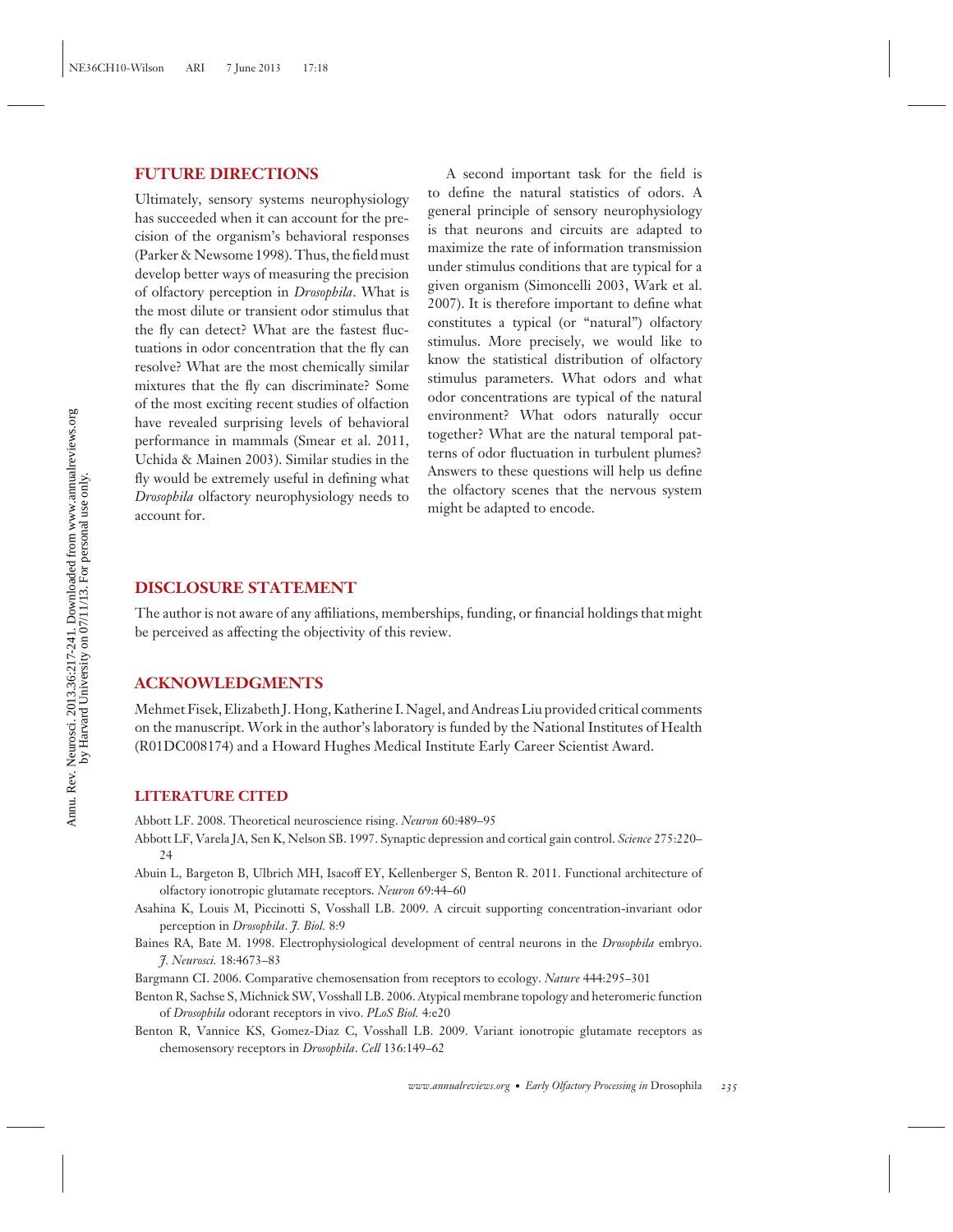## FUTURE DIRECTIONS

Ultimately, sensory systems neurophysiology has succeeded when it can account for the precision of the organism's behavioral responses (Parker & Newsome 1998). Thus, the field must develop better ways of measuring the precision of olfactory perception in *Drosophila*. What is the most dilute or transient odor stimulus that the fly can detect? What are the fastest fluctuations in odor concentration that the fly can resolve? What are the most chemically similar mixtures that the fly can discriminate? Some of the most exciting recent studies of olfaction have revealed surprising levels of behavioral performance in mammals (Smear et al. 2011, Uchida & Mainen 2003). Similar studies in the fly would be extremely useful in defining what *Drosophila* olfactory neurophysiology needs to account for.

A second important task for the field is to define the natural statistics of odors. A general principle of sensory neurophysiology is that neurons and circuits are adapted to maximize the rate of information transmission under stimulus conditions that are typical for a given organism (Simoncelli 2003, Wark et al. 2007). It is therefore important to define what constitutes a typical (or "natural") olfactory stimulus. More precisely, we would like to know the statistical distribution of olfactory stimulus parameters. What odors and what odor concentrations are typical of the natural environment? What odors naturally occur together? What are the natural temporal patterns of odor fluctuation in turbulent plumes? Answers to these questions will help us define the olfactory scenes that the nervous system might be adapted to encode.

## DISCLOSURE STATEMENT

The author is not aware of any affiliations, memberships, funding, or financial holdings that might be perceived as affecting the objectivity of this review.

## ACKNOWLEDGMENTS

Mehmet Fisek, Elizabeth J. Hong, Katherine I. Nagel, and Andreas Liu provided critical comments on the manuscript. Work in the author's laboratory is funded by the National Institutes of Health (R01DC008174) and a Howard Hughes Medical Institute Early Career Scientist Award.

### LITERATURE CITED

Abbott LF. 2008. Theoretical neuroscience rising. *Neuron* 60:489–95

Abbott LF, Varela JA, Sen K, Nelson SB. 1997. Synaptic depression and cortical gain control. *Science* 275:220–24

Abuin L, Bargeton B, Ulbrich MH, Isacoff EY, Kellenberger S, Benton R. 2011. Functional architecture of olfactory ionotropic glutamate receptors. *Neuron* 69:44–60

Asahina K, Louis M, Piccinotti S, Vosshall LB. 2009. A circuit supporting concentration-invariant odor perception in *Drosophila*. *J. Biol.* 8:9

Baines RA, Bate M. 1998. Electrophysiological development of central neurons in the *Drosophila* embryo. *J. Neurosci.* 18:4673–83

Bargmann CI. 2006. Comparative chemosensation from receptors to ecology. *Nature* 444:295–301

Benton R, Sachse S, Michnick SW, Vosshall LB. 2006. Atypical membrane topology and heteromeric function of *Drosophila* odorant receptors in vivo. *PLoS Biol.* 4:e20

Benton R, Vannice KS, Gomez-Diaz C, Vosshall LB. 2009. Variant ionotropic glutamate receptors as chemosensory receptors in *Drosophila*. *Cell* 136:149–62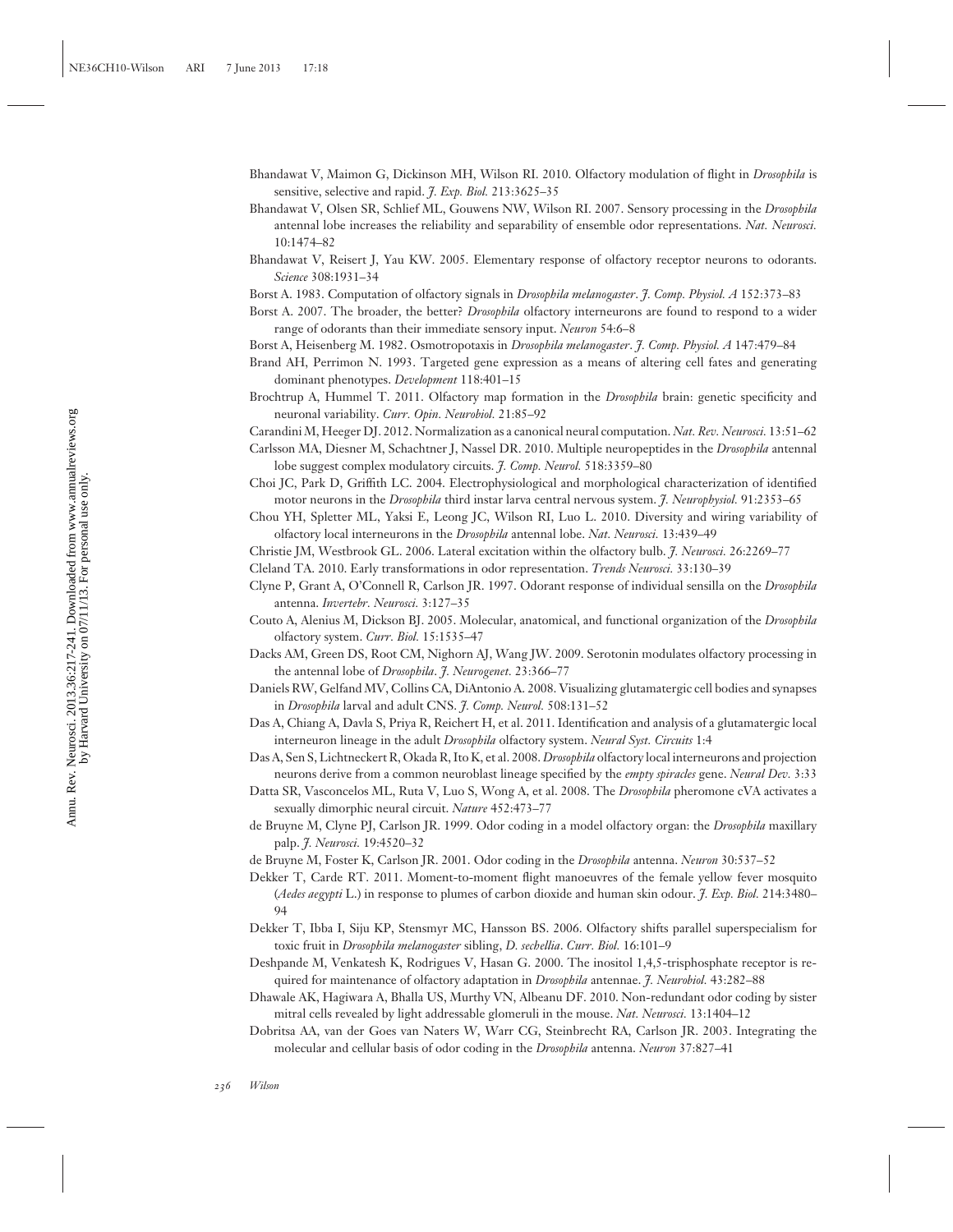Bhandawat V, Maimon G, Dickinson MH, Wilson RI. 2010. Olfactory modulation of flight in *Drosophila* is sensitive, selective and rapid. *J. Exp. Biol.* 213:3625–35

Bhandawat V, Olsen SR, Schlief ML, Gouwens NW, Wilson RI. 2007. Sensory processing in the *Drosophila* antennal lobe increases the reliability and separability of ensemble odor representations. *Nat. Neurosci.* 10:1474–82

Bhandawat V, Reisert J, Yau KW. 2005. Elementary response of olfactory receptor neurons to odorants. *Science* 308:1931–34

Borst A. 1983. Computation of olfactory signals in *Drosophila melanogaster*. *J. Comp. Physiol. A* 152:373–83

Borst A. 2007. The broader, the better? *Drosophila* olfactory interneurons are found to respond to a wider range of odorants than their immediate sensory input. *Neuron* 54:6–8

Borst A, Heisenberg M. 1982. Osmotropotaxis in *Drosophila melanogaster*. *J. Comp. Physiol. A* 147:479–84

Brand AH, Perrimon N. 1993. Targeted gene expression as a means of altering cell fates and generating dominant phenotypes. *Development* 118:401–15

Brochtrup A, Hummel T. 2011. Olfactory map formation in the *Drosophila* brain: genetic specificity and neuronal variability. *Curr. Opin. Neurobiol.* 21:85–92

Carandini M, Heeger DJ. 2012. Normalization as a canonical neural computation. *Nat. Rev. Neurosci.* 13:51–62

Carlsson MA, Diesner M, Schachtner J, Nassel DR. 2010. Multiple neuropeptides in the *Drosophila* antennal lobe suggest complex modulatory circuits. *J. Comp. Neurol.* 518:3359–80

Choi JC, Park D, Griffith LC. 2004. Electrophysiological and morphological characterization of identified motor neurons in the *Drosophila* third instar larva central nervous system. *J. Neurophysiol.* 91:2353–65

Chou YH, Spletter ML, Yaksi E, Leong JC, Wilson RI, Luo L. 2010. Diversity and wiring variability of olfactory local interneurons in the *Drosophila* antennal lobe. *Nat. Neurosci.* 13:439–49

Christie JM, Westbrook GL. 2006. Lateral excitation within the olfactory bulb. *J. Neurosci.* 26:2269–77

Cleland TA. 2010. Early transformations in odor representation. *Trends Neurosci.* 33:130–39

Clyne P, Grant A, O'Connell R, Carlson JR. 1997. Odorant response of individual sensilla on the *Drosophila* antenna. *Invertebr. Neurosci.* 3:127–35

Couto A, Alenius M, Dickson BJ. 2005. Molecular, anatomical, and functional organization of the *Drosophila* olfactory system. *Curr. Biol.* 15:1535–47

Dacks AM, Green DS, Root CM, Nighorn AJ, Wang JW. 2009. Serotonin modulates olfactory processing in the antennal lobe of *Drosophila*. *J. Neurogenet.* 23:366–77

Daniels RW, Gelfand MV, Collins CA, DiAntonio A. 2008. Visualizing glutamatergic cell bodies and synapses in *Drosophila* larval and adult CNS. *J. Comp. Neurol.* 508:131–52

Das A, Chiang A, Davla S, Priya R, Reichert H, et al. 2011. Identification and analysis of a glutamatergic local interneuron lineage in the adult *Drosophila* olfactory system. *Neural Syst. Circuits* 1:4

Das A, Sen S, Lichtneckert R, Okada R, Ito K, et al. 2008. *Drosophila* olfactory local interneurons and projection neurons derive from a common neuroblast lineage specified by the *empty spiracles* gene. *Neural Dev.* 3:33

Datta SR, Vasconcelos ML, Ruta V, Luo S, Wong A, et al. 2008. The *Drosophila* pheromone cVA activates a sexually dimorphic neural circuit. *Nature* 452:473–77

de Bruyne M, Clyne PJ, Carlson JR. 1999. Odor coding in a model olfactory organ: the *Drosophila* maxillary palp. *J. Neurosci.* 19:4520–32

de Bruyne M, Foster K, Carlson JR. 2001. Odor coding in the *Drosophila* antenna. *Neuron* 30:537–52

Dekker T, Carde RT. 2011. Moment-to-moment flight manoeuvres of the female yellow fever mosquito (*Aedes aegypti* L.) in response to plumes of carbon dioxide and human skin odour. *J. Exp. Biol.* 214:3480–94

Dekker T, Ibba I, Siju KP, Stensmyr MC, Hansson BS. 2006. Olfactory shifts parallel superspecialism for toxic fruit in *Drosophila melanogaster* sibling, *D. sechellia*. *Curr. Biol.* 16:101–9

Deshpande M, Venkatesh K, Rodrigues V, Hasan G. 2000. The inositol 1,4,5-trisphosphate receptor is required for maintenance of olfactory adaptation in *Drosophila* antennae. *J. Neurobiol.* 43:282–88

Dhawale AK, Hagiwara A, Bhalla US, Murthy VN, Albeanu DF. 2010. Non-redundant odor coding by sister mitral cells revealed by light addressable glomeruli in the mouse. *Nat. Neurosci.* 13:1404–12

Dobritsa AA, van der Goes van Naters W, Warr CG, Steinbrecht RA, Carlson JR. 2003. Integrating the molecular and cellular basis of odor coding in the *Drosophila* antenna. *Neuron* 37:827–41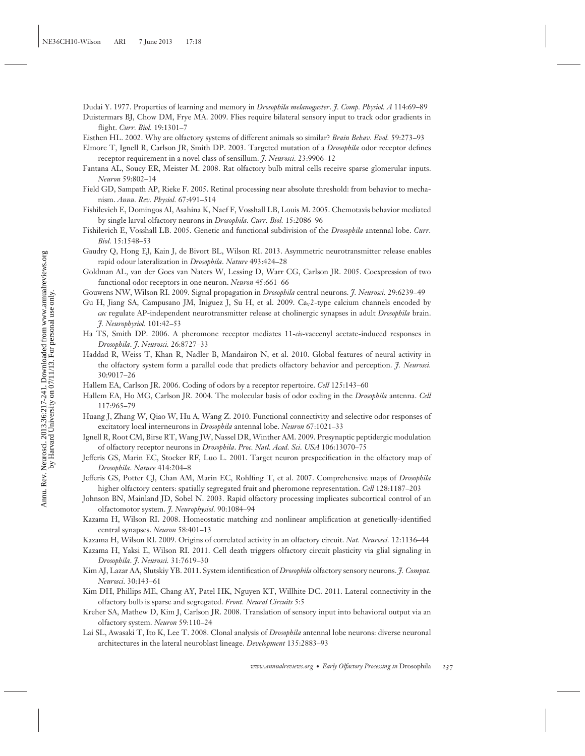Dudai Y. 1977. Properties of learning and memory in *Drosophila melanogaster*. *J. Comp. Physiol. A* 114:69–89

Duistermars BJ, Chow DM, Frye MA. 2009. Flies require bilateral sensory input to track odor gradients in flight. *Curr. Biol.* 19:1301–7

Eisthen HL. 2002. Why are olfactory systems of different animals so similar? *Brain Behav. Evol.* 59:273–93

Elmore T, Ignell R, Carlson JR, Smith DP. 2003. Targeted mutation of a *Drosophila* odor receptor defines receptor requirement in a novel class of sensillum. *J. Neurosci.* 23:9906–12

Fantana AL, Soucy ER, Meister M. 2008. Rat olfactory bulb mitral cells receive sparse glomerular inputs. *Neuron* 59:802–14

Field GD, Sampath AP, Rieke F. 2005. Retinal processing near absolute threshold: from behavior to mechanism. *Annu. Rev. Physiol.* 67:491–514

Fishilevich E, Domingos AI, Asahina K, Naef F, Vosshall LB, Louis M. 2005. Chemotaxis behavior mediated by single larval olfactory neurons in *Drosophila*. *Curr. Biol.* 15:2086–96

Fishilevich E, Vosshall LB. 2005. Genetic and functional subdivision of the *Drosophila* antennal lobe. *Curr. Biol.* 15:1548–53

Gaudry Q, Hong EJ, Kain J, de Bivort BL, Wilson RI. 2013. Asymmetric neurotransmitter release enables rapid odour lateralization in *Drosophila*. *Nature* 493:424–28

Goldman AL, van der Goes van Naters W, Lessing D, Warr CG, Carlson JR. 2005. Coexpression of two functional odor receptors in one neuron. *Neuron* 45:661–66

Gouwens NW, Wilson RI. 2009. Signal propagation in *Drosophila* central neurons. *J. Neurosci.* 29:6239–49

Gu H, Jiang SA, Campusano JM, Iniguez J, Su H, et al. 2009. $Ca_v2$-type calcium channels encoded by *cac* regulate AP-independent neurotransmitter release at cholinergic synapses in adult *Drosophila* brain. *J. Neurophysiol.* 101:42–53

Ha TS, Smith DP. 2006. A pheromone receptor mediates 11-*cis*-vaccenyl acetate-induced responses in *Drosophila*. *J. Neurosci.* 26:8727–33

Haddad R, Weiss T, Khan R, Nadler B, Mandairon N, et al. 2010. Global features of neural activity in the olfactory system form a parallel code that predicts olfactory behavior and perception. *J. Neurosci.* 30:9017–26

Hallem EA, Carlson JR. 2006. Coding of odors by a receptor repertoire. *Cell* 125:143–60

Hallem EA, Ho MG, Carlson JR. 2004. The molecular basis of odor coding in the *Drosophila* antenna. *Cell* 117:965–79

Huang J, Zhang W, Qiao W, Hu A, Wang Z. 2010. Functional connectivity and selective odor responses of excitatory local interneurons in *Drosophila* antennal lobe. *Neuron* 67:1021–33

Ignell R, Root CM, Birse RT, Wang JW, Nassel DR, Winther AM. 2009. Presynaptic peptidergic modulation of olfactory receptor neurons in *Drosophila*. *Proc. Natl. Acad. Sci. USA* 106:13070–75

Jefferis GS, Marin EC, Stocker RF, Luo L. 2001. Target neuron prespecification in the olfactory map of *Drosophila*. *Nature* 414:204–8

Jefferis GS, Potter CJ, Chan AM, Marin EC, Rohlfing T, et al. 2007. Comprehensive maps of *Drosophila* higher olfactory centers: spatially segregated fruit and pheromone representation. *Cell* 128:1187–203

Johnson BN, Mainland JD, Sobel N. 2003. Rapid olfactory processing implicates subcortical control of an olfactomotor system. *J. Neurophysiol.* 90:1084–94

Kazama H, Wilson RI. 2008. Homeostatic matching and nonlinear amplification at genetically-identified central synapses. *Neuron* 58:401–13

Kazama H, Wilson RI. 2009. Origins of correlated activity in an olfactory circuit. *Nat. Neurosci.* 12:1136–44

Kazama H, Yaksi E, Wilson RI. 2011. Cell death triggers olfactory circuit plasticity via glial signaling in *Drosophila*. *J. Neurosci.* 31:7619–30

Kim AJ, Lazar AA, Slutskiy YB. 2011. System identification of *Drosophila* olfactory sensory neurons. *J. Comput. Neurosci.* 30:143–61

Kim DH, Phillips ME, Chang AY, Patel HK, Nguyen KT, Willhite DC. 2011. Lateral connectivity in the olfactory bulb is sparse and segregated. *Front. Neural Circuits* 5:5

Kreher SA, Mathew D, Kim J, Carlson JR. 2008. Translation of sensory input into behavioral output via an olfactory system. *Neuron* 59:110–24

Lai SL, Awasaki T, Ito K, Lee T. 2008. Clonal analysis of *Drosophila* antennal lobe neurons: diverse neuronal architectures in the lateral neuroblast lineage. *Development* 135:2883–93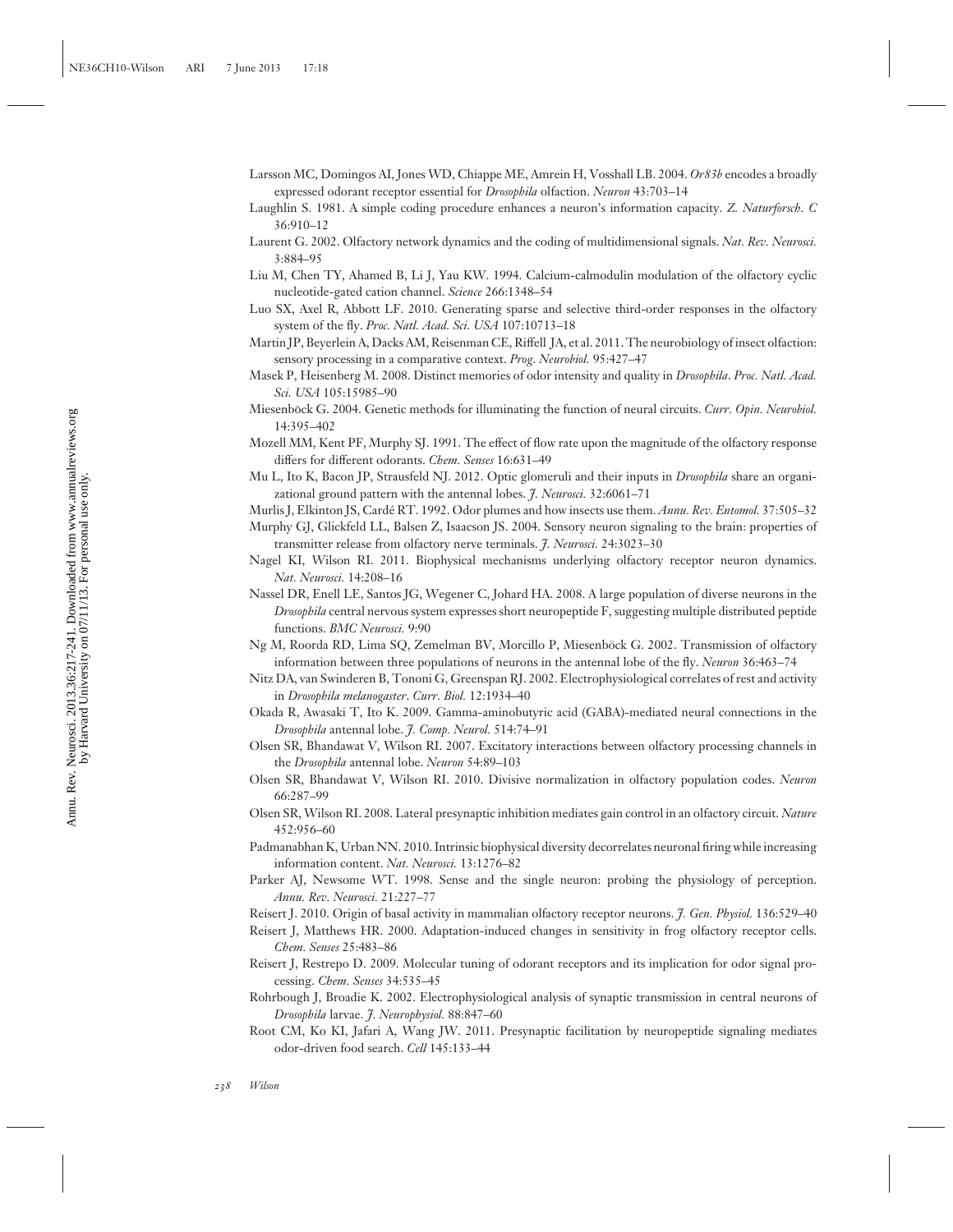Larsson MC, Domingos AI, Jones WD, Chiappe ME, Amrein H, Vosshall LB. 2004. *Or83b* encodes a broadly expressed odorant receptor essential for *Drosophila* olfaction. *Neuron* 43:703–14

Laughlin S. 1981. A simple coding procedure enhances a neuron's information capacity. *Z. Naturforsch. C* 36:910–12

Laurent G. 2002. Olfactory network dynamics and the coding of multidimensional signals. *Nat. Rev. Neurosci.* 3:884–95

Liu M, Chen TY, Ahamed B, Li J, Yau KW. 1994. Calcium-calmodulin modulation of the olfactory cyclic nucleotide-gated cation channel. *Science* 266:1348–54

Luo SX, Axel R, Abbott LF. 2010. Generating sparse and selective third-order responses in the olfactory system of the fly. *Proc. Natl. Acad. Sci. USA* 107:10713–18

Martin JP, Beyerlein A, Dacks AM, Reisenman CE, Riffell JA, et al. 2011. The neurobiology of insect olfaction: sensory processing in a comparative context. *Prog. Neurobiol.* 95:427–47

Masek P, Heisenberg M. 2008. Distinct memories of odor intensity and quality in *Drosophila*. *Proc. Natl. Acad. Sci. USA* 105:15985–90

Miesenböck G. 2004. Genetic methods for illuminating the function of neural circuits. *Curr. Opin. Neurobiol.* 14:395–402

Mozell MM, Kent PF, Murphy SJ. 1991. The effect of flow rate upon the magnitude of the olfactory response differs for different odorants. *Chem. Senses* 16:631–49

Mu L, Ito K, Bacon JP, Strausfeld NJ. 2012. Optic glomeruli and their inputs in *Drosophila* share an organizational ground pattern with the antennal lobes. *J. Neurosci.* 32:6061–71

Murlis J, Elkinton JS, Cardé RT. 1992. Odor plumes and how insects use them. *Annu. Rev. Entomol.* 37:505–32

Murphy GJ, Glickfeld LL, Balsen Z, Isaacson JS. 2004. Sensory neuron signaling to the brain: properties of transmitter release from olfactory nerve terminals. *J. Neurosci.* 24:3023–30

Nagel KI, Wilson RI. 2011. Biophysical mechanisms underlying olfactory receptor neuron dynamics. *Nat. Neurosci.* 14:208–16

Nassel DR, Enell LE, Santos JG, Wegener C, Johard HA. 2008. A large population of diverse neurons in the *Drosophila* central nervous system expresses short neuropeptide F, suggesting multiple distributed peptide functions. *BMC Neurosci.* 9:90

Ng M, Roorda RD, Lima SQ, Zemelman BV, Morcillo P, Miesenböck G. 2002. Transmission of olfactory information between three populations of neurons in the antennal lobe of the fly. *Neuron* 36:463–74

Nitz DA, van Swinderen B, Tononi G, Greenspan RJ. 2002. Electrophysiological correlates of rest and activity in *Drosophila melanogaster*. *Curr. Biol.* 12:1934–40

Okada R, Awasaki T, Ito K. 2009. Gamma-aminobutyric acid (GABA)-mediated neural connections in the *Drosophila* antennal lobe. *J. Comp. Neurol.* 514:74–91

Olsen SR, Bhandawat V, Wilson RI. 2007. Excitatory interactions between olfactory processing channels in the *Drosophila* antennal lobe. *Neuron* 54:89–103

Olsen SR, Bhandawat V, Wilson RI. 2010. Divisive normalization in olfactory population codes. *Neuron* 66:287–99

Olsen SR, Wilson RI. 2008. Lateral presynaptic inhibition mediates gain control in an olfactory circuit. *Nature* 452:956–60

Padmanabhan K, Urban NN. 2010. Intrinsic biophysical diversity decorrelates neuronal firing while increasing information content. *Nat. Neurosci.* 13:1276–82

Parker AJ, Newsome WT. 1998. Sense and the single neuron: probing the physiology of perception. *Annu. Rev. Neurosci.* 21:227–77

Reisert J. 2010. Origin of basal activity in mammalian olfactory receptor neurons. *J. Gen. Physiol.* 136:529–40

Reisert J, Matthews HR. 2000. Adaptation-induced changes in sensitivity in frog olfactory receptor cells. *Chem. Senses* 25:483–86

Reisert J, Restrepo D. 2009. Molecular tuning of odorant receptors and its implication for odor signal processing. *Chem. Senses* 34:535–45

Rohrbough J, Broadie K. 2002. Electrophysiological analysis of synaptic transmission in central neurons of *Drosophila* larvae. *J. Neurophysiol.* 88:847–60

Root CM, Ko KI, Jafari A, Wang JW. 2011. Presynaptic facilitation by neuropeptide signaling mediates odor-driven food search. *Cell* 145:133–44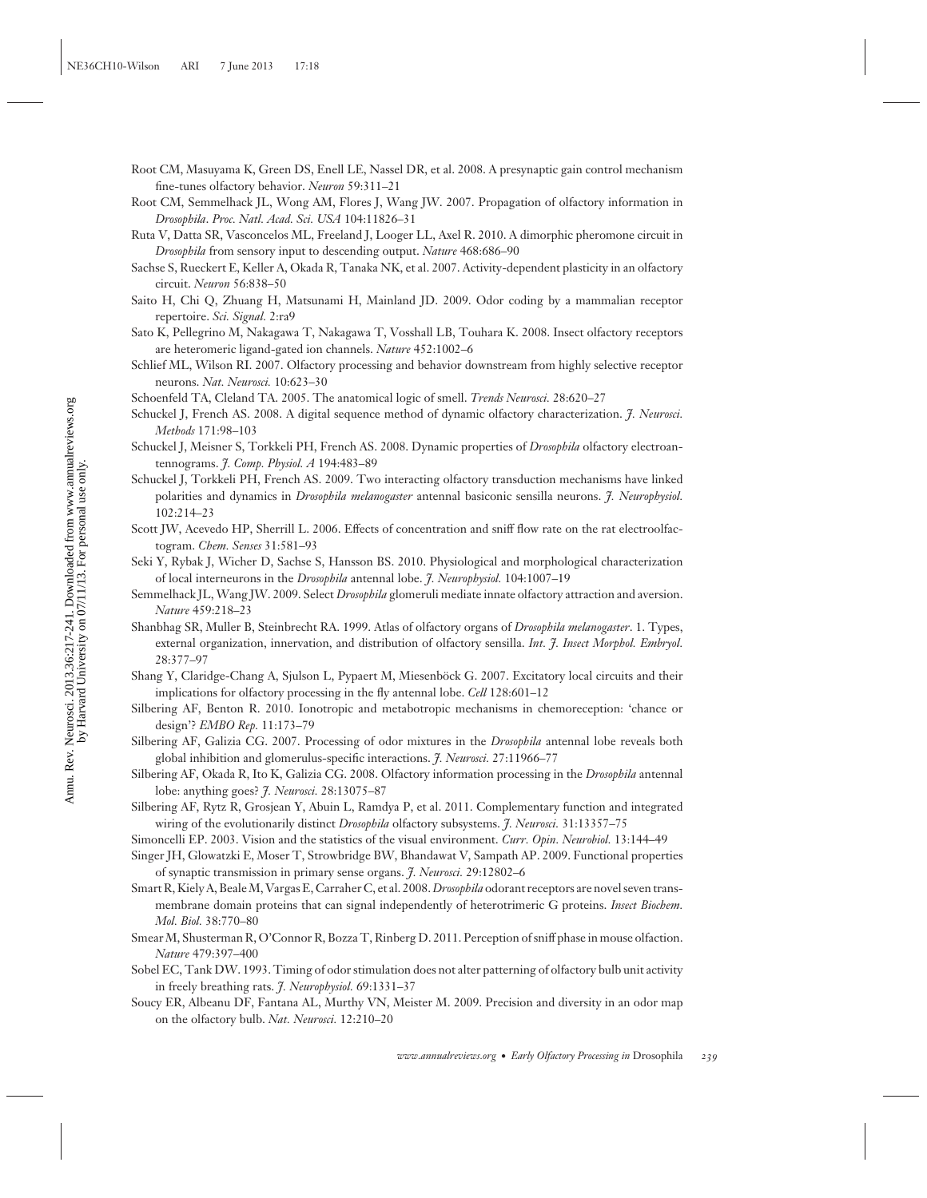Root CM, Masuyama K, Green DS, Enell LE, Nassel DR, et al. 2008. A presynaptic gain control mechanism fine-tunes olfactory behavior. *Neuron* 59:311–21

Root CM, Semmelhack JL, Wong AM, Flores J, Wang JW. 2007. Propagation of olfactory information in *Drosophila*. *Proc. Natl. Acad. Sci. USA* 104:11826–31

Ruta V, Datta SR, Vasconcelos ML, Freeland J, Looger LL, Axel R. 2010. A dimorphic pheromone circuit in *Drosophila* from sensory input to descending output. *Nature* 468:686–90

Sachse S, Rueckert E, Keller A, Okada R, Tanaka NK, et al. 2007. Activity-dependent plasticity in an olfactory circuit. *Neuron* 56:838–50

Saito H, Chi Q, Zhuang H, Matsunami H, Mainland JD. 2009. Odor coding by a mammalian receptor repertoire. *Sci. Signal.* 2:ra9

Sato K, Pellegrino M, Nakagawa T, Nakagawa T, Vosshall LB, Touhara K. 2008. Insect olfactory receptors are heteromeric ligand-gated ion channels. *Nature* 452:1002–6

Schlief ML, Wilson RI. 2007. Olfactory processing and behavior downstream from highly selective receptor neurons. *Nat. Neurosci.* 10:623–30

Schoenfeld TA, Cleland TA. 2005. The anatomical logic of smell. *Trends Neurosci.* 28:620–27

Schuckel J, French AS. 2008. A digital sequence method of dynamic olfactory characterization. *J. Neurosci. Methods* 171:98–103

Schuckel J, Meisner S, Torkkeli PH, French AS. 2008. Dynamic properties of *Drosophila* olfactory electroantennograms. *J. Comp. Physiol. A* 194:483–89

Schuckel J, Torkkeli PH, French AS. 2009. Two interacting olfactory transduction mechanisms have linked polarities and dynamics in *Drosophila melanogaster* antennal basiconic sensilla neurons. *J. Neurophysiol.* 102:214–23

Scott JW, Acevedo HP, Sherrill L. 2006. Effects of concentration and sniff flow rate on the rat electroolfactogram. *Chem. Senses* 31:581–93

Seki Y, Rybak J, Wicher D, Sachse S, Hansson BS. 2010. Physiological and morphological characterization of local interneurons in the *Drosophila* antennal lobe. *J. Neurophysiol.* 104:1007–19

Semmelhack JL, Wang JW. 2009. Select *Drosophila* glomeruli mediate innate olfactory attraction and aversion. *Nature* 459:218–23

Shanbhag SR, Muller B, Steinbrecht RA. 1999. Atlas of olfactory organs of *Drosophila melanogaster*. 1. Types, external organization, innervation, and distribution of olfactory sensilla. *Int. J. Insect Morphol. Embryol.* 28:377–97

Shang Y, Claridge-Chang A, Sjulson L, Pypaert M, Miesenböck G. 2007. Excitatory local circuits and their implications for olfactory processing in the fly antennal lobe. *Cell* 128:601–12

Silbering AF, Benton R. 2010. Ionotropic and metabotropic mechanisms in chemoreception: 'chance or design'? *EMBO Rep.* 11:173–79

Silbering AF, Galizia CG. 2007. Processing of odor mixtures in the *Drosophila* antennal lobe reveals both global inhibition and glomerulus-specific interactions. *J. Neurosci.* 27:11966–77

Silbering AF, Okada R, Ito K, Galizia CG. 2008. Olfactory information processing in the *Drosophila* antennal lobe: anything goes? *J. Neurosci.* 28:13075–87

Silbering AF, Rytz R, Grosjean Y, Abuin L, Ramdya P, et al. 2011. Complementary function and integrated wiring of the evolutionarily distinct *Drosophila* olfactory subsystems. *J. Neurosci.* 31:13357–75

Simoncelli EP. 2003. Vision and the statistics of the visual environment. *Curr. Opin. Neurobiol.* 13:144–49

Singer JH, Glowatzki E, Moser T, Strowbridge BW, Bhandawat V, Sampath AP. 2009. Functional properties of synaptic transmission in primary sense organs. *J. Neurosci.* 29:12802–6

Smart R, Kiely A, Beale M, Vargas E, Carraher C, et al. 2008. *Drosophila* odorant receptors are novel seven transmembrane domain proteins that can signal independently of heterotrimeric G proteins. *Insect Biochem. Mol. Biol.* 38:770–80

Smear M, Shusterman R, O'Connor R, Bozza T, Rinberg D. 2011. Perception of sniff phase in mouse olfaction. *Nature* 479:397–400

Sobel EC, Tank DW. 1993. Timing of odor stimulation does not alter patterning of olfactory bulb unit activity in freely breathing rats. *J. Neurophysiol.* 69:1331–37

Soucy ER, Albeanu DF, Fantana AL, Murthy VN, Meister M. 2009. Precision and diversity in an odor map on the olfactory bulb. *Nat. Neurosci.* 12:210–20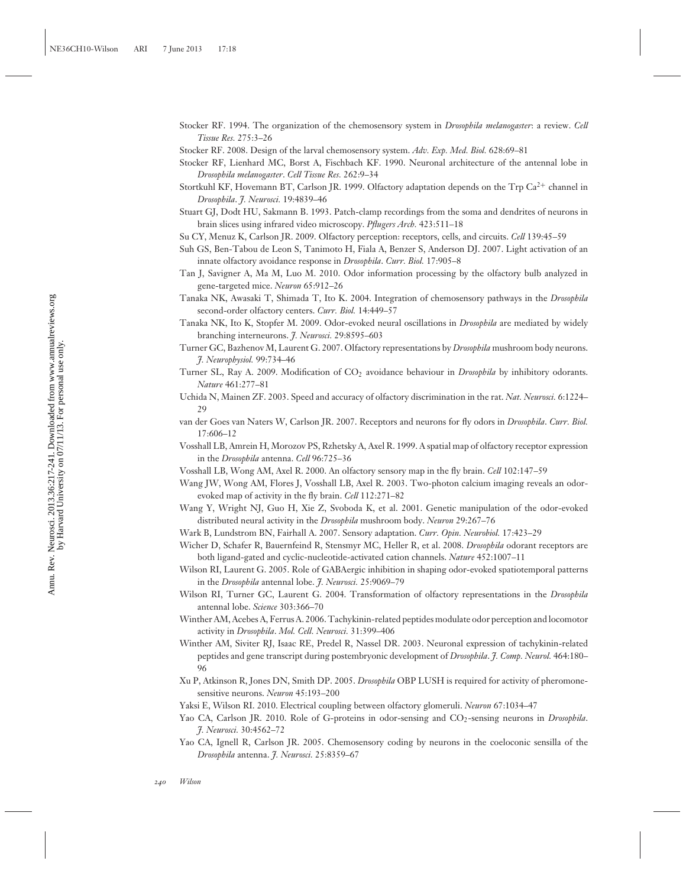Stocker RF. 1994. The organization of the chemosensory system in *Drosophila melanogaster*: a review. *Cell Tissue Res.* 275:3–26

Stocker RF. 2008. Design of the larval chemosensory system. *Adv. Exp. Med. Biol.* 628:69–81

Stocker RF, Lienhard MC, Borst A, Fischbach KF. 1990. Neuronal architecture of the antennal lobe in *Drosophila melanogaster*. *Cell Tissue Res.* 262:9–34

Stortkuhl KF, Hovemann BT, Carlson JR. 1999. Olfactory adaptation depends on the Trp $Ca^{2+}$ channel in *Drosophila*. *J. Neurosci.* 19:4839–46

Stuart GJ, Dodt HU, Sakmann B. 1993. Patch-clamp recordings from the soma and dendrites of neurons in brain slices using infrared video microscopy. *Pflugers Arch.* 423:511–18

Su CY, Menuz K, Carlson JR. 2009. Olfactory perception: receptors, cells, and circuits. *Cell* 139:45–59

Suh GS, Ben-Tabou de Leon S, Tanimoto H, Fiala A, Benzer S, Anderson DJ. 2007. Light activation of an innate olfactory avoidance response in *Drosophila*. *Curr. Biol.* 17:905–8

Tan J, Savigner A, Ma M, Luo M. 2010. Odor information processing by the olfactory bulb analyzed in gene-targeted mice. *Neuron* 65:912–26

Tanaka NK, Awasaki T, Shimada T, Ito K. 2004. Integration of chemosensory pathways in the *Drosophila* second-order olfactory centers. *Curr. Biol.* 14:449–57

Tanaka NK, Ito K, Stopfer M. 2009. Odor-evoked neural oscillations in *Drosophila* are mediated by widely branching interneurons. *J. Neurosci.* 29:8595–603

Turner GC, Bazhenov M, Laurent G. 2007. Olfactory representations by *Drosophila* mushroom body neurons. *J. Neurophysiol.* 99:734–46

Turner SL, Ray A. 2009. Modification of $CO_2$ avoidance behaviour in *Drosophila* by inhibitory odorants. *Nature* 461:277–81

Uchida N, Mainen ZF. 2003. Speed and accuracy of olfactory discrimination in the rat. *Nat. Neurosci.* 6:1224–29

van der Goes van Naters W, Carlson JR. 2007. Receptors and neurons for fly odors in *Drosophila*. *Curr. Biol.* 17:606–12

Vosshall LB, Amrein H, Morozov PS, Rzhetsky A, Axel R. 1999. A spatial map of olfactory receptor expression in the *Drosophila* antenna. *Cell* 96:725–36

Vosshall LB, Wong AM, Axel R. 2000. An olfactory sensory map in the fly brain. *Cell* 102:147–59

Wang JW, Wong AM, Flores J, Vosshall LB, Axel R. 2003. Two-photon calcium imaging reveals an odor-evoked map of activity in the fly brain. *Cell* 112:271–82

Wang Y, Wright NJ, Guo H, Xie Z, Svoboda K, et al. 2001. Genetic manipulation of the odor-evoked distributed neural activity in the *Drosophila* mushroom body. *Neuron* 29:267–76

Wark B, Lundstrom BN, Fairhall A. 2007. Sensory adaptation. *Curr. Opin. Neurobiol.* 17:423–29

Wicher D, Schafer R, Bauernfeind R, Stensmyr MC, Heller R, et al. 2008. *Drosophila* odorant receptors are both ligand-gated and cyclic-nucleotide-activated cation channels. *Nature* 452:1007–11

Wilson RI, Laurent G. 2005. Role of GABAergic inhibition in shaping odor-evoked spatiotemporal patterns in the *Drosophila* antennal lobe. *J. Neurosci.* 25:9069–79

Wilson RI, Turner GC, Laurent G. 2004. Transformation of olfactory representations in the *Drosophila* antennal lobe. *Science* 303:366–70

Winther AM, Acebes A, Ferrus A. 2006. Tachykinin-related peptides modulate odor perception and locomotor activity in *Drosophila*. *Mol. Cell. Neurosci.* 31:399–406

Winther AM, Siviter RJ, Isaac RE, Predel R, Nassel DR. 2003. Neuronal expression of tachykinin-related peptides and gene transcript during postembryonic development of *Drosophila*. *J. Comp. Neurol.* 464:180–96

Xu P, Atkinson R, Jones DN, Smith DP. 2005. *Drosophila* OBP LUSH is required for activity of pheromone-sensitive neurons. *Neuron* 45:193–200

Yaksi E, Wilson RI. 2010. Electrical coupling between olfactory glomeruli. *Neuron* 67:1034–47

Yao CA, Carlson JR. 2010. Role of G-proteins in odor-sensing and $CO_2$-sensing neurons in *Drosophila*. *J. Neurosci.* 30:4562–72

Yao CA, Ignell R, Carlson JR. 2005. Chemosensory coding by neurons in the coeloconic sensilla of the *Drosophila* antenna. *J. Neurosci.* 25:8359–67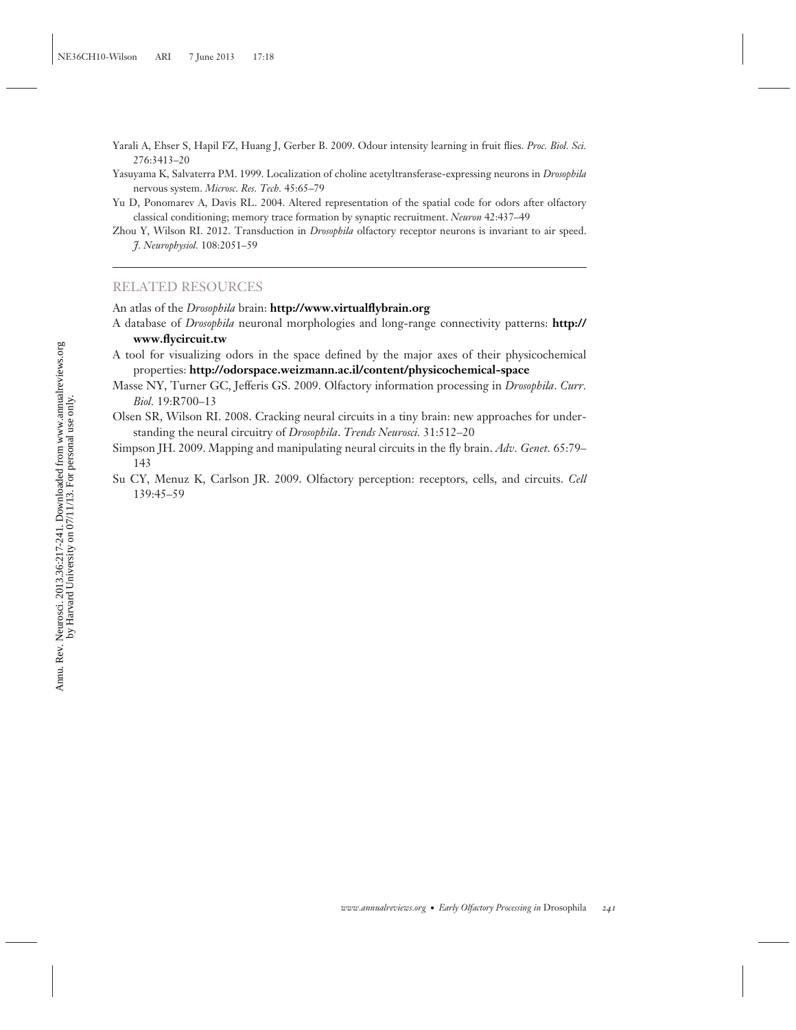Yarali A, Ehser S, Hapil FZ, Huang J, Gerber B. 2009. Odour intensity learning in fruit flies. *Proc. Biol. Sci.* 276:3413–20

Yasuyama K, Salvaterra PM. 1999. Localization of choline acetyltransferase-expressing neurons in *Drosophila* nervous system. *Microsc. Res. Tech.* 45:65–79

Yu D, Ponomarev A, Davis RL. 2004. Altered representation of the spatial code for odors after olfactory classical conditioning; memory trace formation by synaptic recruitment. *Neuron* 42:437–49

Zhou Y, Wilson RI. 2012. Transduction in *Drosophila* olfactory receptor neurons is invariant to air speed. *J. Neurophysiol.* 108:2051–59

## RELATED RESOURCES

An atlas of the *Drosophila* brain: **http://www.virtualflybrain.org**

A database of *Drosophila* neuronal morphologies and long-range connectivity patterns: **http://www.flycircuit.tw**

A tool for visualizing odors in the space defined by the major axes of their physicochemical properties: **http://odorspace.weizmann.ac.il/content/physicochemical-space**

Masse NY, Turner GC, Jefferis GS. 2009. Olfactory information processing in *Drosophila*. *Curr. Biol.* 19:R700–13

Olsen SR, Wilson RI. 2008. Cracking neural circuits in a tiny brain: new approaches for understanding the neural circuitry of *Drosophila*. *Trends Neurosci.* 31:512–20

Simpson JH. 2009. Mapping and manipulating neural circuits in the fly brain. *Adv. Genet.* 65:79–143

Su CY, Menuz K, Carlson JR. 2009. Olfactory perception: receptors, cells, and circuits. *Cell* 139:45–59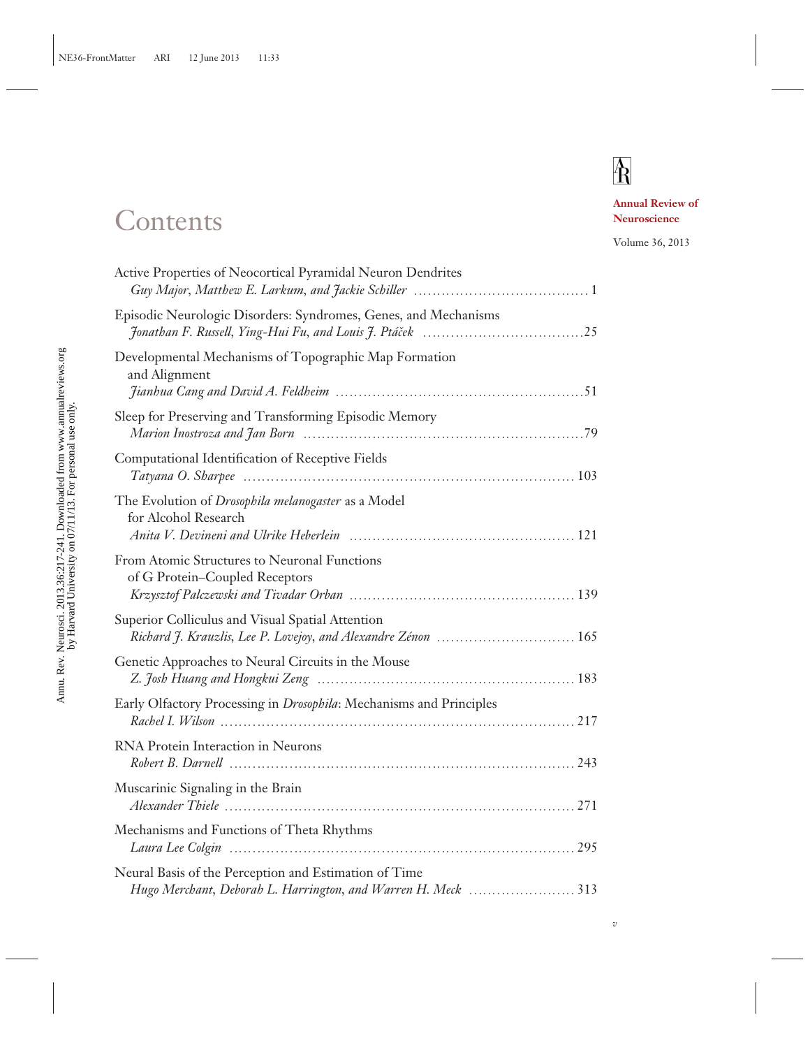# Contents

**Annual Review of Neuroscience**

Volume 36, 2013

Active Properties of Neocortical Pyramidal Neuron Dendrites
*Guy Major, Matthew E. Larkum, and Jackie Schiller* ........................................ 1

Episodic Neurologic Disorders: Syndromes, Genes, and Mechanisms
*Jonathan F. Russell, Ying-Hui Fu, and Louis J. Ptáček* ....................................25

Developmental Mechanisms of Topographic Map Formation and Alignment
*Jianhua Cang and David A. Feldheim* .......................................................51

Sleep for Preserving and Transforming Episodic Memory
*Marion Inostroza and Jan Born* ...........................................................79

Computational Identification of Receptive Fields
*Tatyana O. Sharpee* ...................................................................... 103

The Evolution of *Drosophila melanogaster* as a Model for Alcohol Research
*Anita V. Devineni and Ulrike Heberlein* ................................................ 121

From Atomic Structures to Neuronal Functions of G Protein–Coupled Receptors
*Krzysztof Palczewski and Tivadar Orban* ................................................ 139

Superior Colliculus and Visual Spatial Attention
*Richard J. Krauzlis, Lee P. Lovejoy, and Alexandre Zénon* ............................. 165

Genetic Approaches to Neural Circuits in the Mouse
*Z. Josh Huang and Hongkui Zeng* ........................................................ 183

Early Olfactory Processing in *Drosophila*: Mechanisms and Principles
*Rachel I. Wilson* ......................................................................... 217

RNA Protein Interaction in Neurons
*Robert B. Darnell* ........................................................................ 243

Muscarinic Signaling in the Brain
*Alexander Thiele* ......................................................................... 271

Mechanisms and Functions of Theta Rhythms
*Laura Lee Colgin* ........................................................................ 295

Neural Basis of the Perception and Estimation of Time
*Hugo Merchant, Deborah L. Harrington, and Warren H. Meck* ........................ 313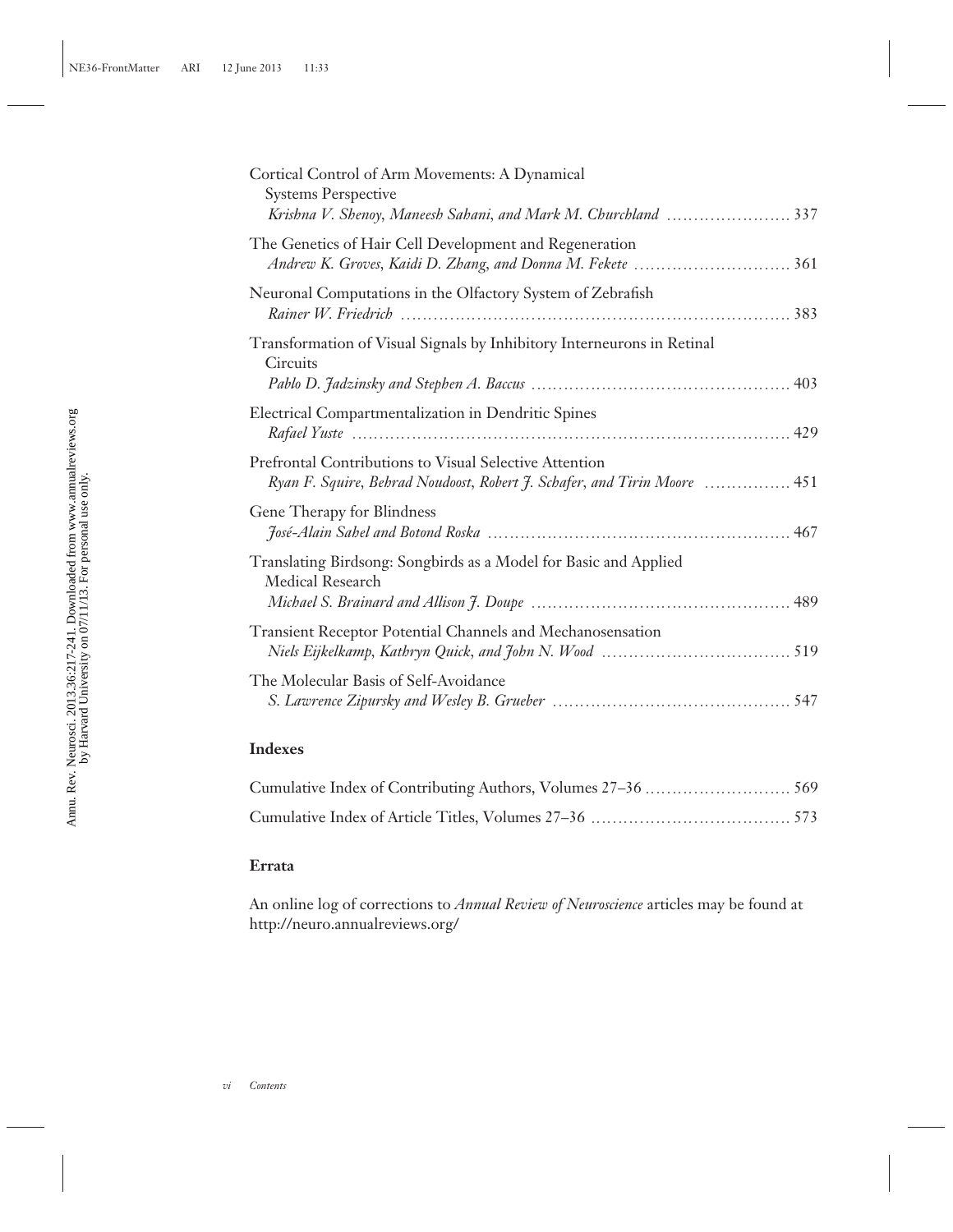Cortical Control of Arm Movements: A Dynamical Systems Perspective
*Krishna V. Shenoy, Maneesh Sahani, and Mark M. Churchland* ....................... 337

The Genetics of Hair Cell Development and Regeneration
*Andrew K. Groves, Kaidi D. Zhang, and Donna M. Fekete* ............................ 361

Neuronal Computations in the Olfactory System of Zebrafish
*Rainer W. Friedrich* ....................................................................... 383

Transformation of Visual Signals by Inhibitory Interneurons in Retinal Circuits
*Pablo D. Jadzinsky and Stephen A. Baccus* .............................................. 403

Electrical Compartmentalization in Dendritic Spines
*Rafael Yuste* ................................................................................ 429

Prefrontal Contributions to Visual Selective Attention
*Ryan F. Squire, Behrad Noudoost, Robert J. Schafer, and Tirin Moore* ................ 451

Gene Therapy for Blindness
*José-Alain Sahel and Botond Roska* ..................................................... 467

Translating Birdsong: Songbirds as a Model for Basic and Applied Medical Research
*Michael S. Brainard and Allison J. Doupe* .............................................. 489

Transient Receptor Potential Channels and Mechanosensation
*Niels Eijkelkamp, Kathryn Quick, and John N. Wood* .................................. 519

The Molecular Basis of Self-Avoidance
*S. Lawrence Zipursky and Wesley B. Grueber* ........................................... 547

## Indexes

Cumulative Index of Contributing Authors, Volumes 27–36 .......................... 569

Cumulative Index of Article Titles, Volumes 27–36 .................................. 573

## Errata

An online log of corrections to *Annual Review of Neuroscience* articles may be found at http://neuro.annualreviews.org/